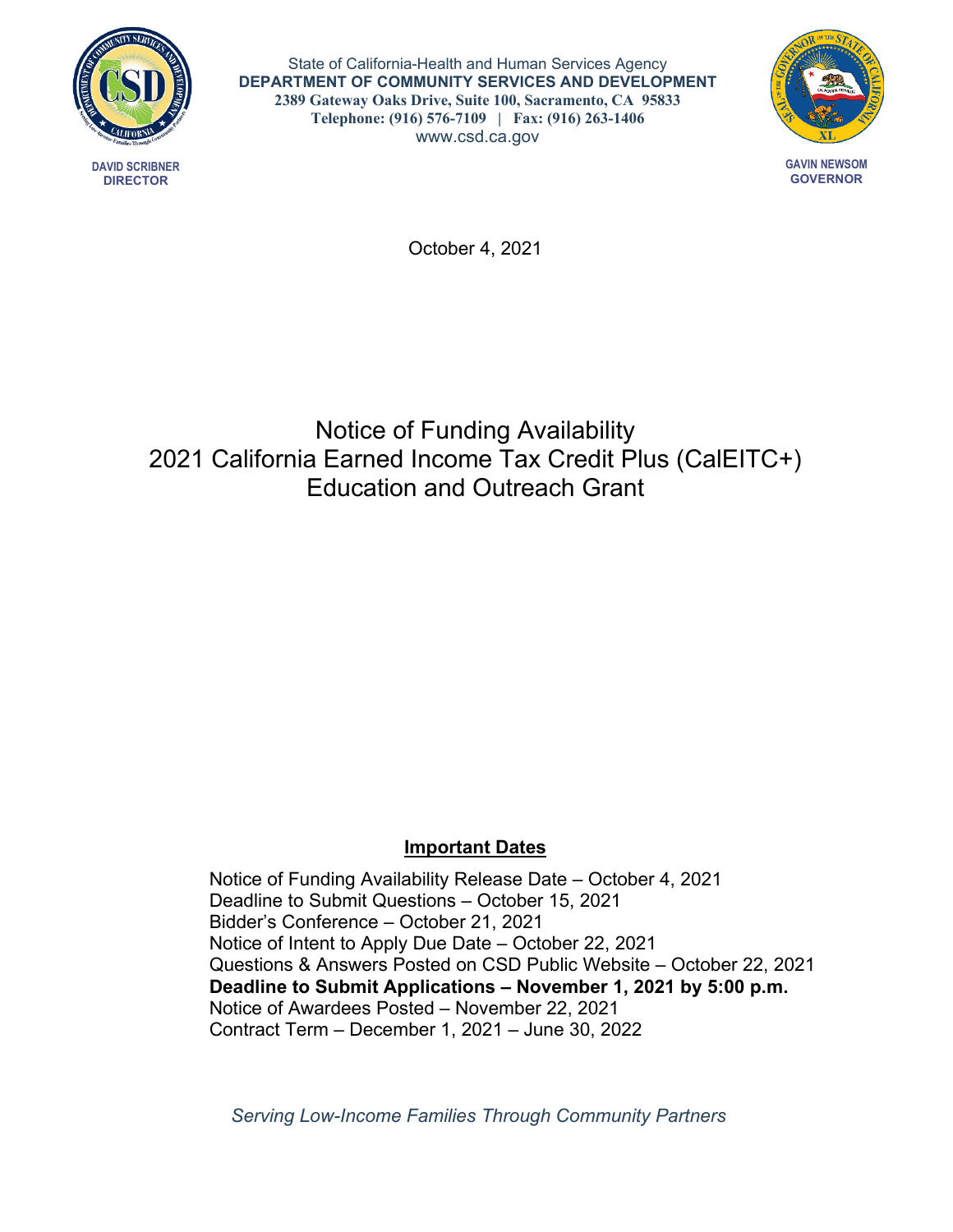State of California-Health and Human Services Agency
**DEPARTMENT OF COMMUNITY SERVICES AND DEVELOPMENT**
**2389 Gateway Oaks Drive, Suite 100, Sacramento, CA 95833**
**Telephone: (916) 576-7109 | Fax: (916) 263-1406**
www.csd.ca.gov

**DAVID SCRIBNER**
**DIRECTOR**

**GAVIN NEWSOM**
**GOVERNOR**

October 4, 2021

# Notice of Funding Availability
# 2021 California Earned Income Tax Credit Plus (CalEITC+) Education and Outreach Grant

## Important Dates

Notice of Funding Availability Release Date – October 4, 2021
Deadline to Submit Questions – October 15, 2021
Bidder's Conference – October 21, 2021
Notice of Intent to Apply Due Date – October 22, 2021
Questions & Answers Posted on CSD Public Website – October 22, 2021
**Deadline to Submit Applications – November 1, 2021 by 5:00 p.m.**
Notice of Awardees Posted – November 22, 2021
Contract Term – December 1, 2021 – June 30, 2022

*Serving Low-Income Families Through Community Partners*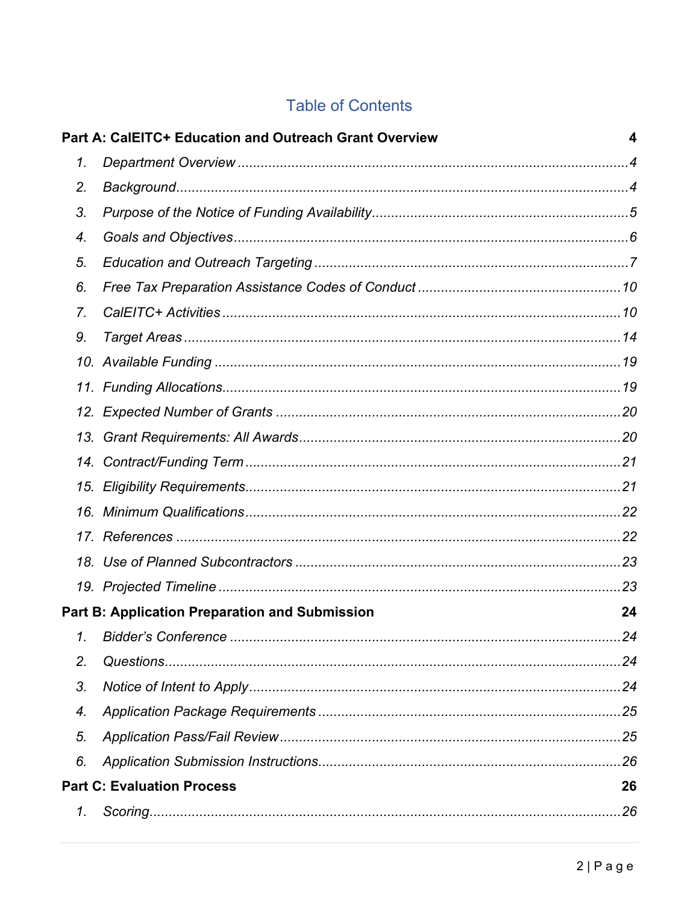# Table of Contents

**Part A: CalEITC+ Education and Outreach Grant Overview** **4**

1. *Department Overview* ... *4*
2. *Background* ... *4*
3. *Purpose of the Notice of Funding Availability* ... *5*
4. *Goals and Objectives* ... *6*
5. *Education and Outreach Targeting* ... *7*
6. *Free Tax Preparation Assistance Codes of Conduct* ... *10*
7. *CalEITC+ Activities* ... *10*
9. *Target Areas* ... *14*
10. *Available Funding* ... *19*
11. *Funding Allocations* ... *19*
12. *Expected Number of Grants* ... *20*
13. *Grant Requirements: All Awards* ... *20*
14. *Contract/Funding Term* ... *21*
15. *Eligibility Requirements* ... *21*
16. *Minimum Qualifications* ... *22*
17. *References* ... *22*
18. *Use of Planned Subcontractors* ... *23*
19. *Projected Timeline* ... *23*

**Part B: Application Preparation and Submission** **24**

1. *Bidder's Conference* ... *24*
2. *Questions* ... *24*
3. *Notice of Intent to Apply* ... *24*
4. *Application Package Requirements* ... *25*
5. *Application Pass/Fail Review* ... *25*
6. *Application Submission Instructions* ... *26*

**Part C: Evaluation Process** **26**

1. *Scoring* ... *26*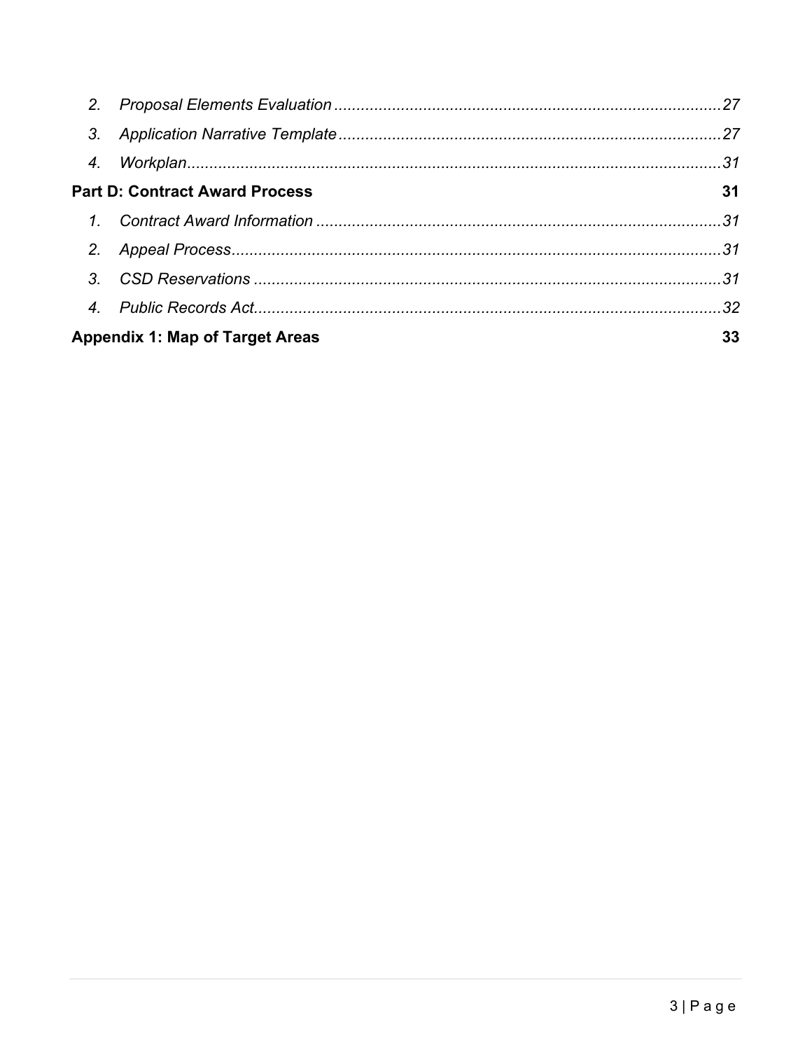2. *Proposal Elements Evaluation* ........................................................................................ *27*

3. *Application Narrative Template* ...................................................................................... *27*

4. *Workplan* ......................................................................................................................... *31*

**Part D: Contract Award Process** **31**

1. *Contract Award Information* ............................................................................................ *31*

2. *Appeal Process* ............................................................................................................... *31*

3. *CSD Reservations* .......................................................................................................... *31*

4. *Public Records Act* .......................................................................................................... *32*

**Appendix 1: Map of Target Areas** **33**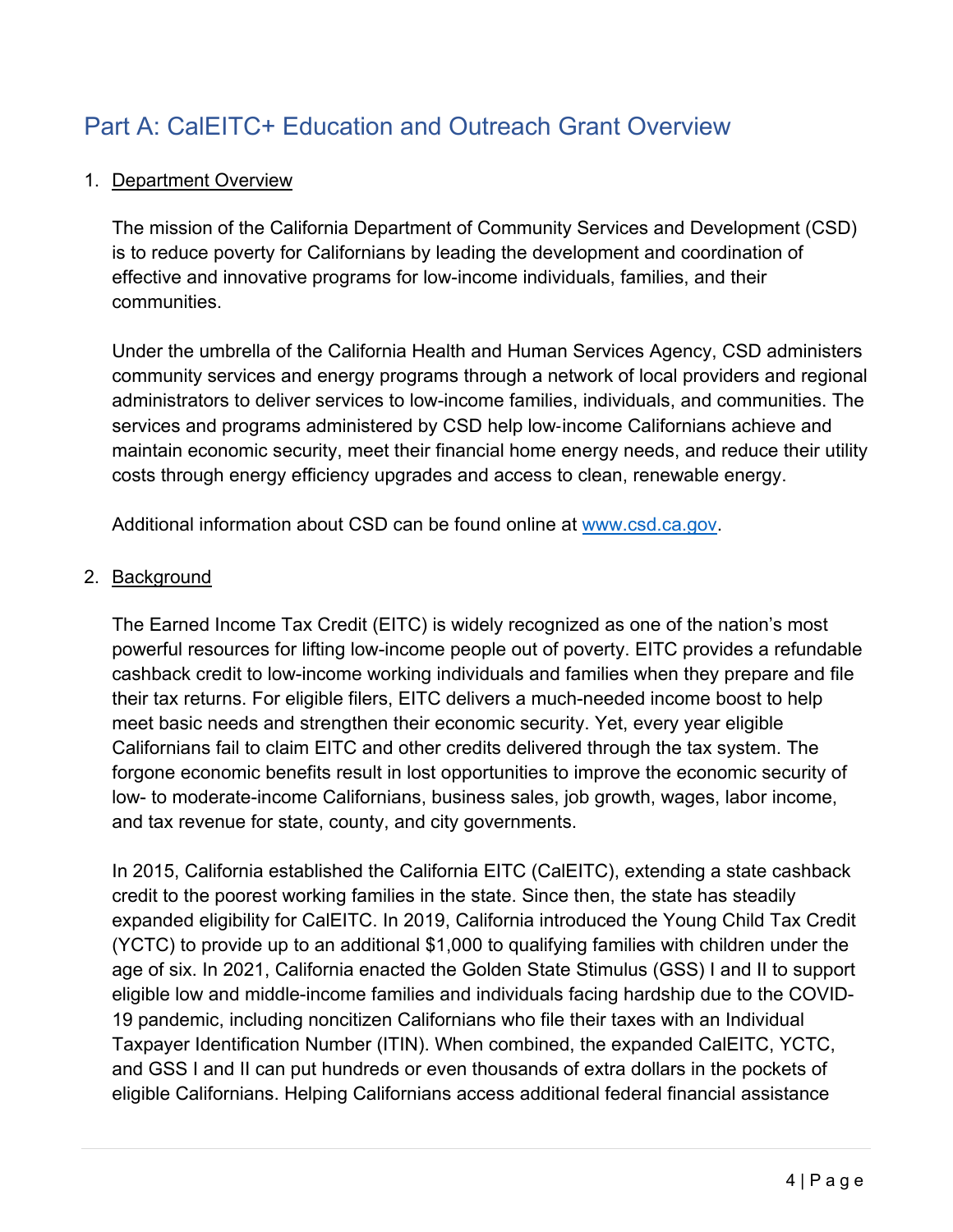## Part A: CalEITC+ Education and Outreach Grant Overview

1. Department Overview

   The mission of the California Department of Community Services and Development (CSD) is to reduce poverty for Californians by leading the development and coordination of effective and innovative programs for low-income individuals, families, and their communities.

   Under the umbrella of the California Health and Human Services Agency, CSD administers community services and energy programs through a network of local providers and regional administrators to deliver services to low-income families, individuals, and communities. The services and programs administered by CSD help low-income Californians achieve and maintain economic security, meet their financial home energy needs, and reduce their utility costs through energy efficiency upgrades and access to clean, renewable energy.

   Additional information about CSD can be found online at [www.csd.ca.gov](www.csd.ca.gov).

2. Background

   The Earned Income Tax Credit (EITC) is widely recognized as one of the nation's most powerful resources for lifting low-income people out of poverty. EITC provides a refundable cashback credit to low-income working individuals and families when they prepare and file their tax returns. For eligible filers, EITC delivers a much-needed income boost to help meet basic needs and strengthen their economic security. Yet, every year eligible Californians fail to claim EITC and other credits delivered through the tax system. The forgone economic benefits result in lost opportunities to improve the economic security of low- to moderate-income Californians, business sales, job growth, wages, labor income, and tax revenue for state, county, and city governments.

   In 2015, California established the California EITC (CalEITC), extending a state cashback credit to the poorest working families in the state. Since then, the state has steadily expanded eligibility for CalEITC. In 2019, California introduced the Young Child Tax Credit (YCTC) to provide up to an additional $1,000 to qualifying families with children under the age of six. In 2021, California enacted the Golden State Stimulus (GSS) I and II to support eligible low and middle-income families and individuals facing hardship due to the COVID-19 pandemic, including noncitizen Californians who file their taxes with an Individual Taxpayer Identification Number (ITIN). When combined, the expanded CalEITC, YCTC, and GSS I and II can put hundreds or even thousands of extra dollars in the pockets of eligible Californians. Helping Californians access additional federal financial assistance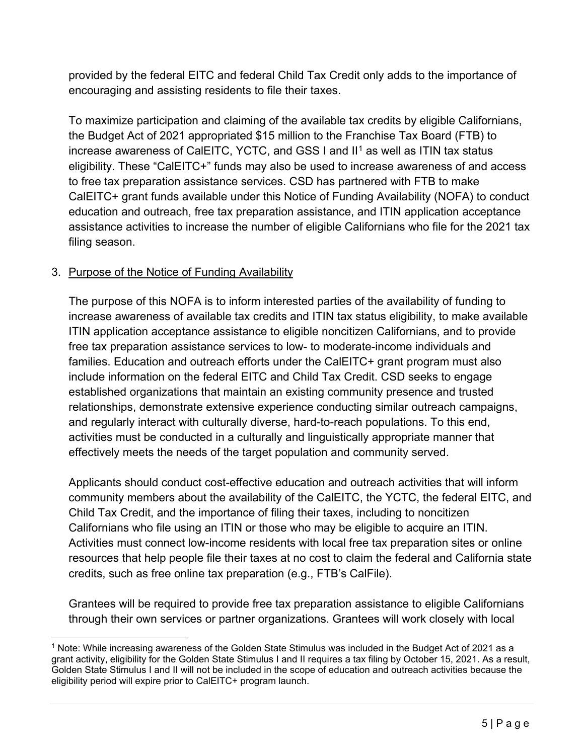provided by the federal EITC and federal Child Tax Credit only adds to the importance of encouraging and assisting residents to file their taxes.

To maximize participation and claiming of the available tax credits by eligible Californians, the Budget Act of 2021 appropriated $15 million to the Franchise Tax Board (FTB) to increase awareness of CalEITC, YCTC, and GSS I and II[1] as well as ITIN tax status eligibility. These "CalEITC+" funds may also be used to increase awareness of and access to free tax preparation assistance services. CSD has partnered with FTB to make CalEITC+ grant funds available under this Notice of Funding Availability (NOFA) to conduct education and outreach, free tax preparation assistance, and ITIN application acceptance assistance activities to increase the number of eligible Californians who file for the 2021 tax filing season.

3. Purpose of the Notice of Funding Availability

The purpose of this NOFA is to inform interested parties of the availability of funding to increase awareness of available tax credits and ITIN tax status eligibility, to make available ITIN application acceptance assistance to eligible noncitizen Californians, and to provide free tax preparation assistance services to low- to moderate-income individuals and families. Education and outreach efforts under the CalEITC+ grant program must also include information on the federal EITC and Child Tax Credit. CSD seeks to engage established organizations that maintain an existing community presence and trusted relationships, demonstrate extensive experience conducting similar outreach campaigns, and regularly interact with culturally diverse, hard-to-reach populations. To this end, activities must be conducted in a culturally and linguistically appropriate manner that effectively meets the needs of the target population and community served.

Applicants should conduct cost-effective education and outreach activities that will inform community members about the availability of the CalEITC, the YCTC, the federal EITC, and Child Tax Credit, and the importance of filing their taxes, including to noncitizen Californians who file using an ITIN or those who may be eligible to acquire an ITIN. Activities must connect low-income residents with local free tax preparation sites or online resources that help people file their taxes at no cost to claim the federal and California state credits, such as free online tax preparation (e.g., FTB's CalFile).

Grantees will be required to provide free tax preparation assistance to eligible Californians through their own services or partner organizations. Grantees will work closely with local

[1] Note: While increasing awareness of the Golden State Stimulus was included in the Budget Act of 2021 as a grant activity, eligibility for the Golden State Stimulus I and II requires a tax filing by October 15, 2021. As a result, Golden State Stimulus I and II will not be included in the scope of education and outreach activities because the eligibility period will expire prior to CalEITC+ program launch.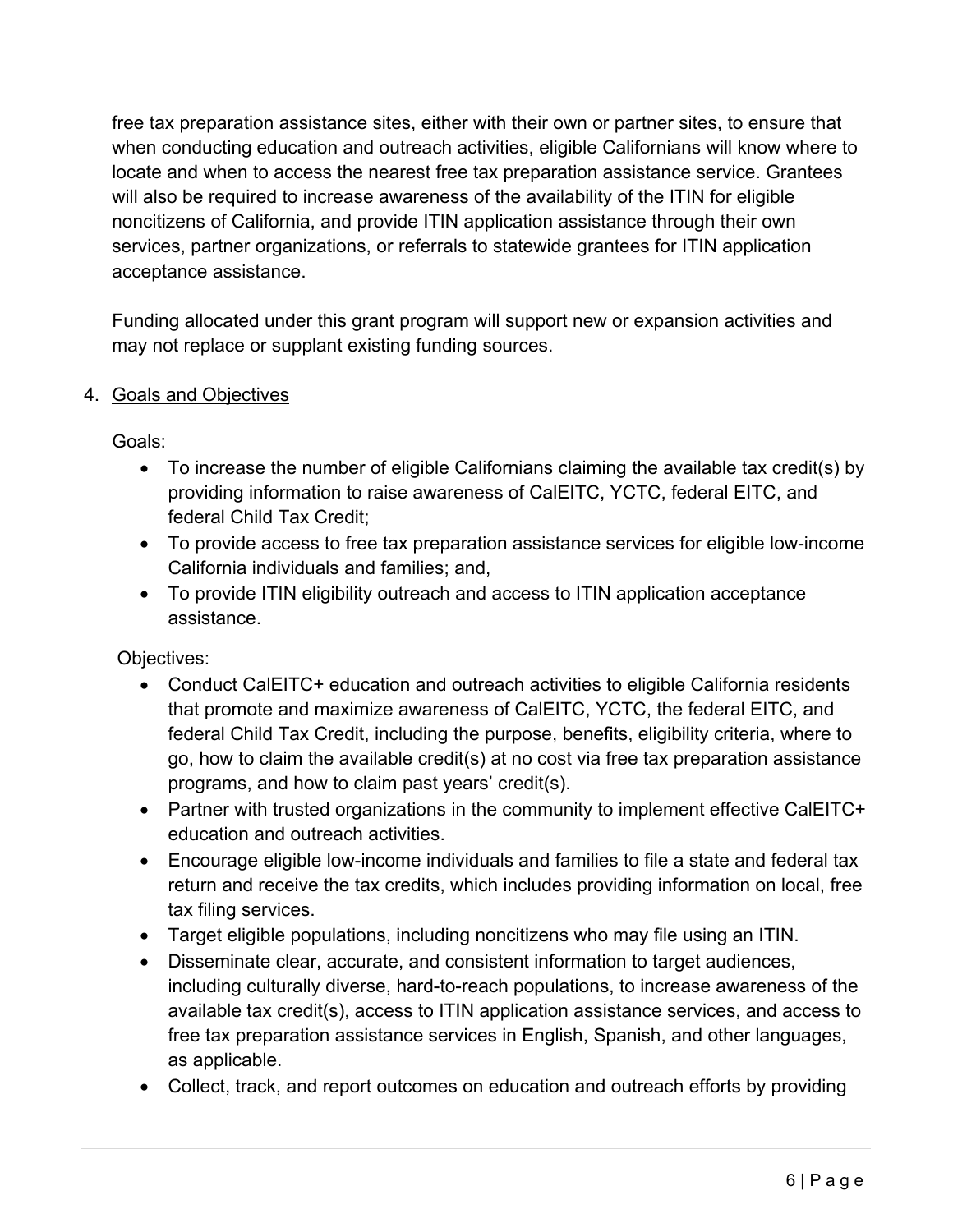free tax preparation assistance sites, either with their own or partner sites, to ensure that when conducting education and outreach activities, eligible Californians will know where to locate and when to access the nearest free tax preparation assistance service. Grantees will also be required to increase awareness of the availability of the ITIN for eligible noncitizens of California, and provide ITIN application assistance through their own services, partner organizations, or referrals to statewide grantees for ITIN application acceptance assistance.

Funding allocated under this grant program will support new or expansion activities and may not replace or supplant existing funding sources.

4. Goals and Objectives

Goals:

- To increase the number of eligible Californians claiming the available tax credit(s) by providing information to raise awareness of CalEITC, YCTC, federal EITC, and federal Child Tax Credit;
- To provide access to free tax preparation assistance services for eligible low-income California individuals and families; and,
- To provide ITIN eligibility outreach and access to ITIN application acceptance assistance.

Objectives:

- Conduct CalEITC+ education and outreach activities to eligible California residents that promote and maximize awareness of CalEITC, YCTC, the federal EITC, and federal Child Tax Credit, including the purpose, benefits, eligibility criteria, where to go, how to claim the available credit(s) at no cost via free tax preparation assistance programs, and how to claim past years' credit(s).
- Partner with trusted organizations in the community to implement effective CalEITC+ education and outreach activities.
- Encourage eligible low-income individuals and families to file a state and federal tax return and receive the tax credits, which includes providing information on local, free tax filing services.
- Target eligible populations, including noncitizens who may file using an ITIN.
- Disseminate clear, accurate, and consistent information to target audiences, including culturally diverse, hard-to-reach populations, to increase awareness of the available tax credit(s), access to ITIN application assistance services, and access to free tax preparation assistance services in English, Spanish, and other languages, as applicable.
- Collect, track, and report outcomes on education and outreach efforts by providing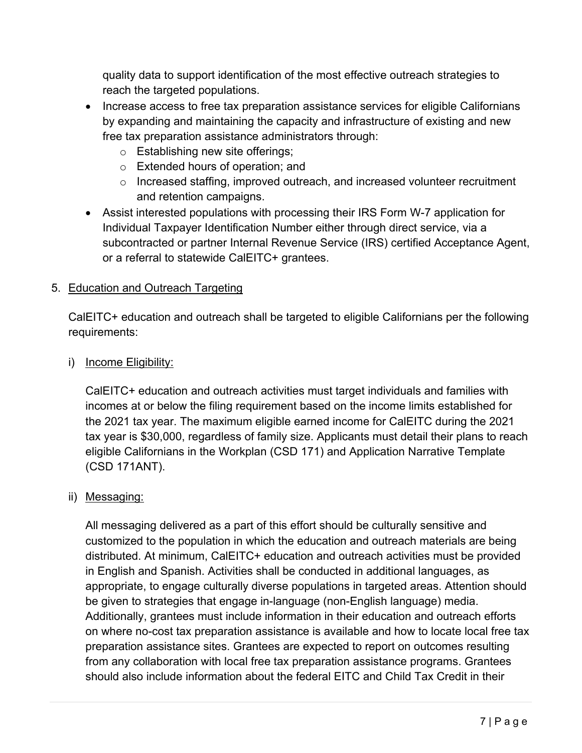quality data to support identification of the most effective outreach strategies to reach the targeted populations.

- Increase access to free tax preparation assistance services for eligible Californians by expanding and maintaining the capacity and infrastructure of existing and new free tax preparation assistance administrators through:
  - Establishing new site offerings;
  - Extended hours of operation; and
  - Increased staffing, improved outreach, and increased volunteer recruitment and retention campaigns.
- Assist interested populations with processing their IRS Form W-7 application for Individual Taxpayer Identification Number either through direct service, via a subcontracted or partner Internal Revenue Service (IRS) certified Acceptance Agent, or a referral to statewide CalEITC+ grantees.

5. Education and Outreach Targeting

CalEITC+ education and outreach shall be targeted to eligible Californians per the following requirements:

i) Income Eligibility:

CalEITC+ education and outreach activities must target individuals and families with incomes at or below the filing requirement based on the income limits established for the 2021 tax year. The maximum eligible earned income for CalEITC during the 2021 tax year is $30,000, regardless of family size. Applicants must detail their plans to reach eligible Californians in the Workplan (CSD 171) and Application Narrative Template (CSD 171ANT).

ii) Messaging:

All messaging delivered as a part of this effort should be culturally sensitive and customized to the population in which the education and outreach materials are being distributed. At minimum, CalEITC+ education and outreach activities must be provided in English and Spanish. Activities shall be conducted in additional languages, as appropriate, to engage culturally diverse populations in targeted areas. Attention should be given to strategies that engage in-language (non-English language) media. Additionally, grantees must include information in their education and outreach efforts on where no-cost tax preparation assistance is available and how to locate local free tax preparation assistance sites. Grantees are expected to report on outcomes resulting from any collaboration with local free tax preparation assistance programs. Grantees should also include information about the federal EITC and Child Tax Credit in their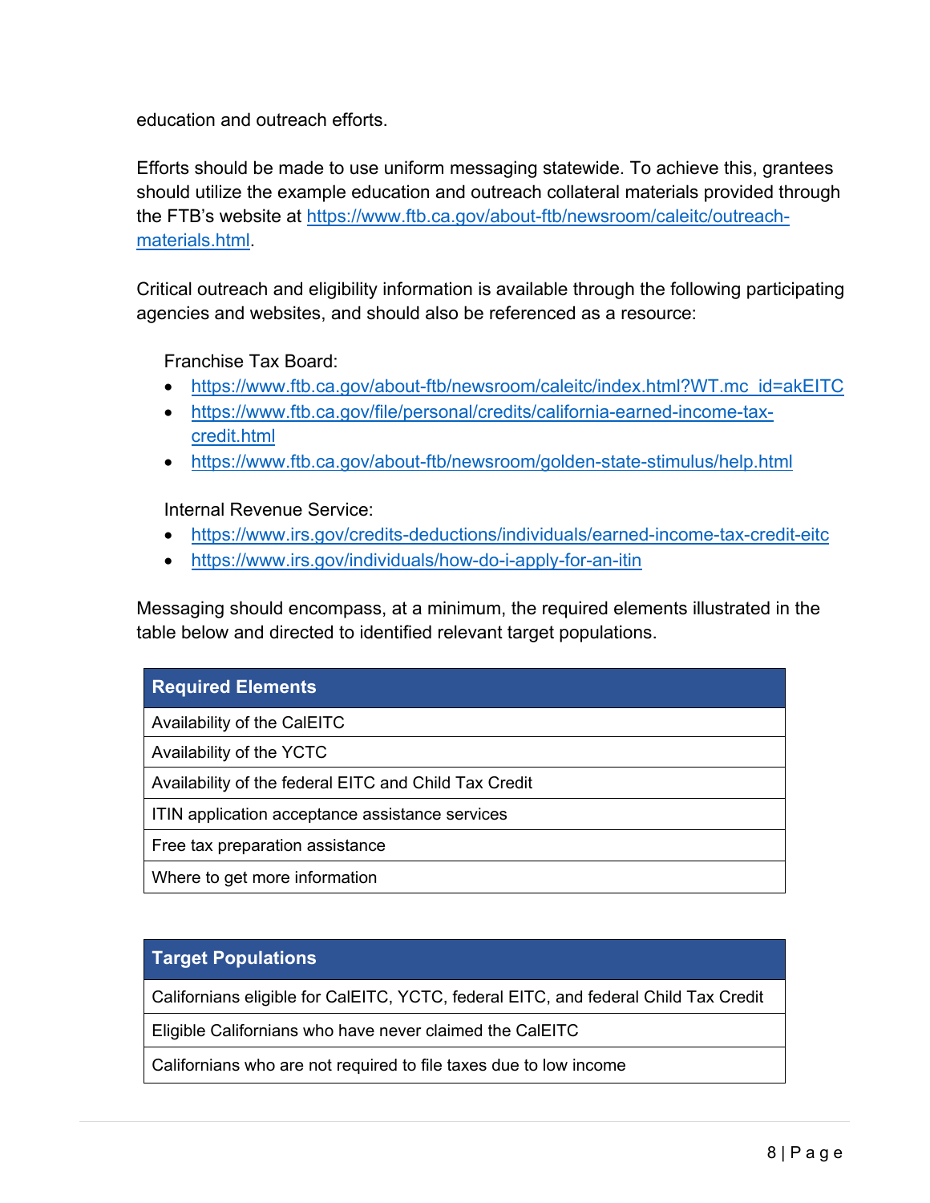education and outreach efforts.

Efforts should be made to use uniform messaging statewide. To achieve this, grantees should utilize the example education and outreach collateral materials provided through the FTB's website at https://www.ftb.ca.gov/about-ftb/newsroom/caleitc/outreach-materials.html.

Critical outreach and eligibility information is available through the following participating agencies and websites, and should also be referenced as a resource:

Franchise Tax Board:

- https://www.ftb.ca.gov/about-ftb/newsroom/caleitc/index.html?WT.mc_id=akEITC
- https://www.ftb.ca.gov/file/personal/credits/california-earned-income-tax-credit.html
- https://www.ftb.ca.gov/about-ftb/newsroom/golden-state-stimulus/help.html

Internal Revenue Service:

- https://www.irs.gov/credits-deductions/individuals/earned-income-tax-credit-eitc
- https://www.irs.gov/individuals/how-do-i-apply-for-an-itin

Messaging should encompass, at a minimum, the required elements illustrated in the table below and directed to identified relevant target populations.

| Required Elements |
| --- |
| Availability of the CalEITC |
| Availability of the YCTC |
| Availability of the federal EITC and Child Tax Credit |
| ITIN application acceptance assistance services |
| Free tax preparation assistance |
| Where to get more information |

| Target Populations |
| --- |
| Californians eligible for CalEITC, YCTC, federal EITC, and federal Child Tax Credit |
| Eligible Californians who have never claimed the CalEITC |
| Californians who are not required to file taxes due to low income |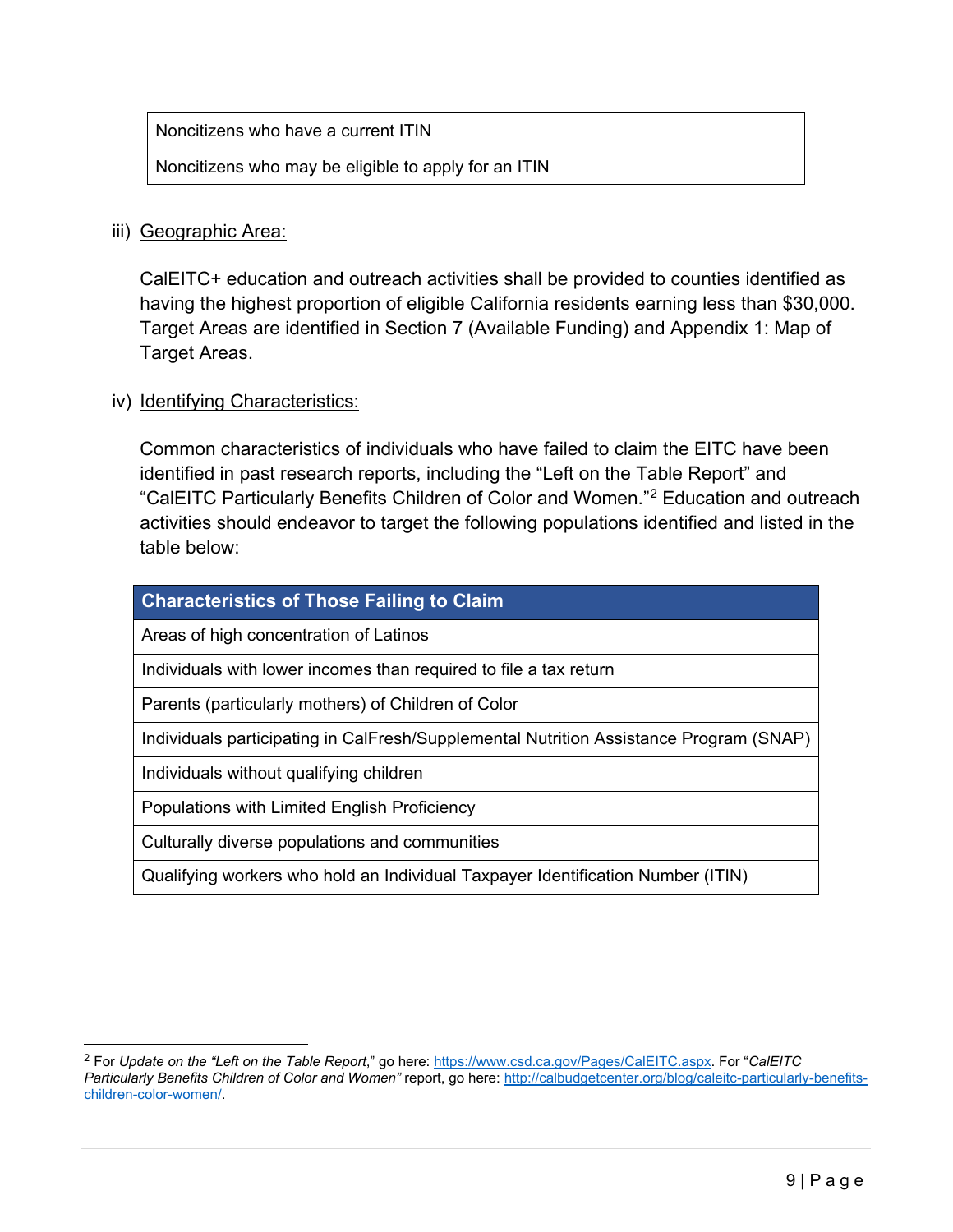| Noncitizens who have a current ITIN |
| --- |
| Noncitizens who may be eligible to apply for an ITIN |

iii) Geographic Area:

CalEITC+ education and outreach activities shall be provided to counties identified as having the highest proportion of eligible California residents earning less than $30,000. Target Areas are identified in Section 7 (Available Funding) and Appendix 1: Map of Target Areas.

iv) Identifying Characteristics:

Common characteristics of individuals who have failed to claim the EITC have been identified in past research reports, including the "Left on the Table Report" and "CalEITC Particularly Benefits Children of Color and Women."[2] Education and outreach activities should endeavor to target the following populations identified and listed in the table below:

| Characteristics of Those Failing to Claim |
| --- |
| Areas of high concentration of Latinos |
| Individuals with lower incomes than required to file a tax return |
| Parents (particularly mothers) of Children of Color |
| Individuals participating in CalFresh/Supplemental Nutrition Assistance Program (SNAP) |
| Individuals without qualifying children |
| Populations with Limited English Proficiency |
| Culturally diverse populations and communities |
| Qualifying workers who hold an Individual Taxpayer Identification Number (ITIN) |

[2] For *Update on the "Left on the Table Report*," go here: https://www.csd.ca.gov/Pages/CalEITC.aspx. For "*CalEITC Particularly Benefits Children of Color and Women"* report, go here: http://calbudgetcenter.org/blog/caleitc-particularly-benefits-children-color-women/.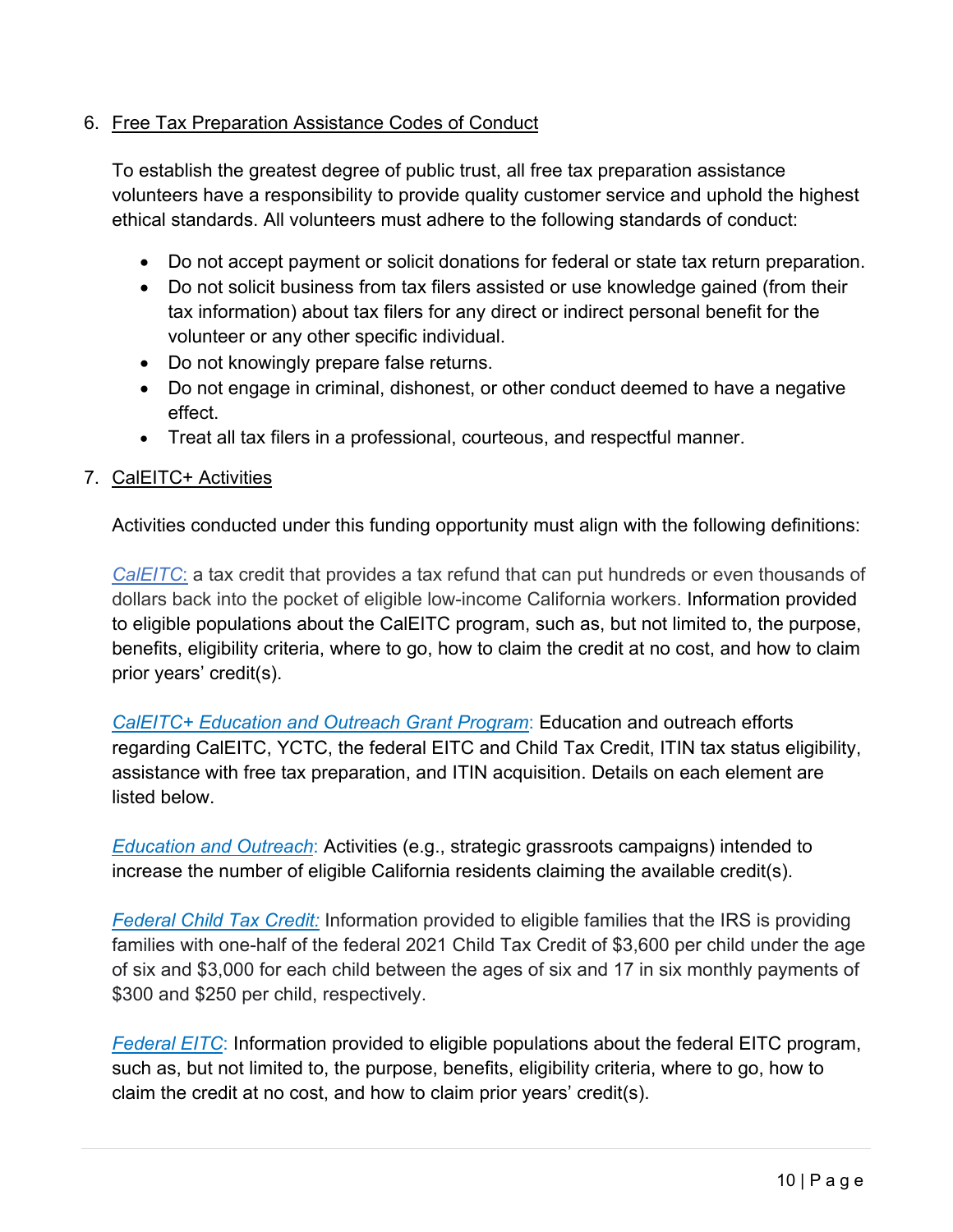6. <u>Free Tax Preparation Assistance Codes of Conduct</u>

   To establish the greatest degree of public trust, all free tax preparation assistance volunteers have a responsibility to provide quality customer service and uphold the highest ethical standards. All volunteers must adhere to the following standards of conduct:

   - Do not accept payment or solicit donations for federal or state tax return preparation.
   - Do not solicit business from tax filers assisted or use knowledge gained (from their tax information) about tax filers for any direct or indirect personal benefit for the volunteer or any other specific individual.
   - Do not knowingly prepare false returns.
   - Do not engage in criminal, dishonest, or other conduct deemed to have a negative effect.
   - Treat all tax filers in a professional, courteous, and respectful manner.

7. <u>CalEITC+ Activities</u>

   Activities conducted under this funding opportunity must align with the following definitions:

   *CalEITC*: a tax credit that provides a tax refund that can put hundreds or even thousands of dollars back into the pocket of eligible low-income California workers. Information provided to eligible populations about the CalEITC program, such as, but not limited to, the purpose, benefits, eligibility criteria, where to go, how to claim the credit at no cost, and how to claim prior years' credit(s).

   *CalEITC+ Education and Outreach Grant Program*: Education and outreach efforts regarding CalEITC, YCTC, the federal EITC and Child Tax Credit, ITIN tax status eligibility, assistance with free tax preparation, and ITIN acquisition. Details on each element are listed below.

   *Education and Outreach*: Activities (e.g., strategic grassroots campaigns) intended to increase the number of eligible California residents claiming the available credit(s).

   *Federal Child Tax Credit:* Information provided to eligible families that the IRS is providing families with one-half of the federal 2021 Child Tax Credit of $3,600 per child under the age of six and $3,000 for each child between the ages of six and 17 in six monthly payments of $300 and $250 per child, respectively.

   *Federal EITC*: Information provided to eligible populations about the federal EITC program, such as, but not limited to, the purpose, benefits, eligibility criteria, where to go, how to claim the credit at no cost, and how to claim prior years' credit(s).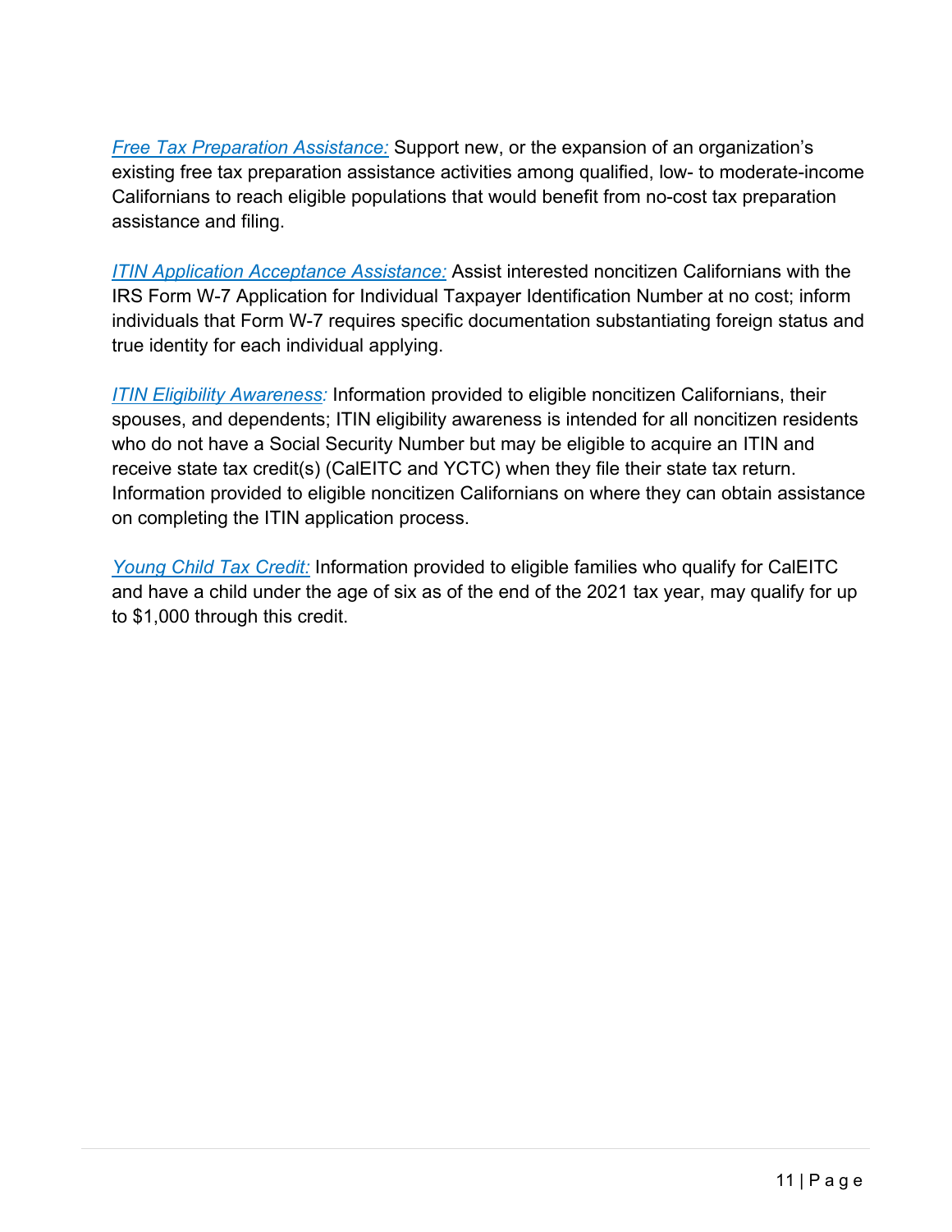*Free Tax Preparation Assistance:* Support new, or the expansion of an organization's existing free tax preparation assistance activities among qualified, low- to moderate-income Californians to reach eligible populations that would benefit from no-cost tax preparation assistance and filing.

*ITIN Application Acceptance Assistance:* Assist interested noncitizen Californians with the IRS Form W-7 Application for Individual Taxpayer Identification Number at no cost; inform individuals that Form W-7 requires specific documentation substantiating foreign status and true identity for each individual applying.

*ITIN Eligibility Awareness:* Information provided to eligible noncitizen Californians, their spouses, and dependents; ITIN eligibility awareness is intended for all noncitizen residents who do not have a Social Security Number but may be eligible to acquire an ITIN and receive state tax credit(s) (CalEITC and YCTC) when they file their state tax return. Information provided to eligible noncitizen Californians on where they can obtain assistance on completing the ITIN application process.

*Young Child Tax Credit:* Information provided to eligible families who qualify for CalEITC and have a child under the age of six as of the end of the 2021 tax year, may qualify for up to $1,000 through this credit.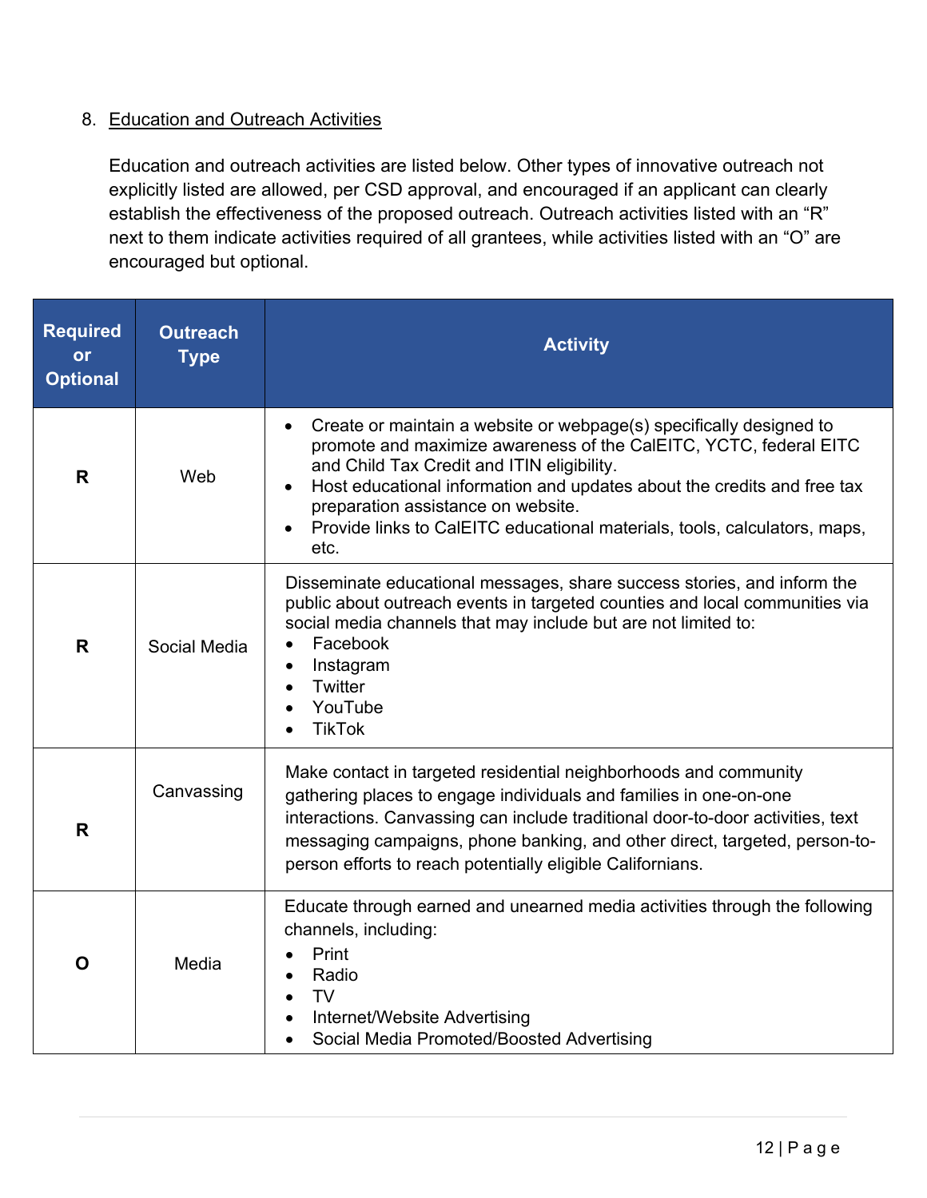8. Education and Outreach Activities

Education and outreach activities are listed below. Other types of innovative outreach not explicitly listed are allowed, per CSD approval, and encouraged if an applicant can clearly establish the effectiveness of the proposed outreach. Outreach activities listed with an "R" next to them indicate activities required of all grantees, while activities listed with an "O" are encouraged but optional.

| Required or Optional | Outreach Type | Activity |
|---|---|---|
| **R** | Web | • Create or maintain a website or webpage(s) specifically designed to promote and maximize awareness of the CalEITC, YCTC, federal EITC and Child Tax Credit and ITIN eligibility.<br>• Host educational information and updates about the credits and free tax preparation assistance on website.<br>• Provide links to CalEITC educational materials, tools, calculators, maps, etc. |
| **R** | Social Media | Disseminate educational messages, share success stories, and inform the public about outreach events in targeted counties and local communities via social media channels that may include but are not limited to:<br>• Facebook<br>• Instagram<br>• Twitter<br>• YouTube<br>• TikTok |
| **R** | Canvassing | Make contact in targeted residential neighborhoods and community gathering places to engage individuals and families in one-on-one interactions. Canvassing can include traditional door-to-door activities, text messaging campaigns, phone banking, and other direct, targeted, person-to-person efforts to reach potentially eligible Californians. |
| **O** | Media | Educate through earned and unearned media activities through the following channels, including:<br>• Print<br>• Radio<br>• TV<br>• Internet/Website Advertising<br>• Social Media Promoted/Boosted Advertising |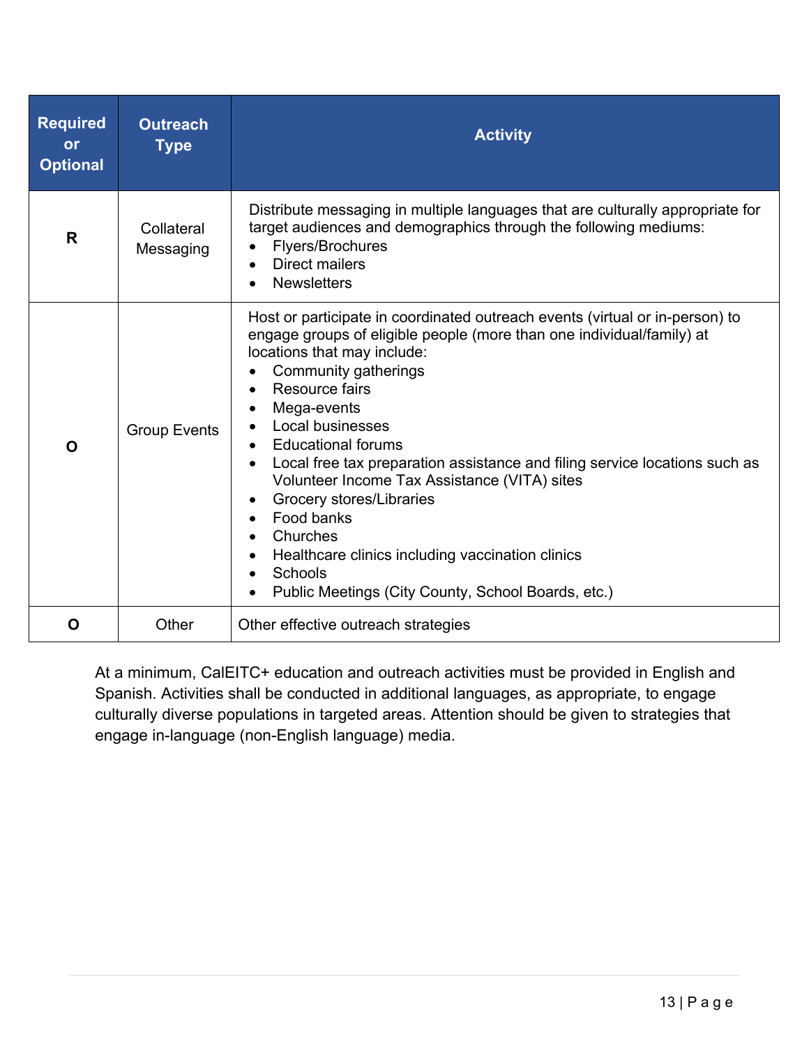| Required or Optional | Outreach Type | Activity |
|---|---|---|
| R | Collateral Messaging | Distribute messaging in multiple languages that are culturally appropriate for target audiences and demographics through the following mediums:<br>• Flyers/Brochures<br>• Direct mailers<br>• Newsletters |
| O | Group Events | Host or participate in coordinated outreach events (virtual or in-person) to engage groups of eligible people (more than one individual/family) at locations that may include:<br>• Community gatherings<br>• Resource fairs<br>• Mega-events<br>• Local businesses<br>• Educational forums<br>• Local free tax preparation assistance and filing service locations such as Volunteer Income Tax Assistance (VITA) sites<br>• Grocery stores/Libraries<br>• Food banks<br>• Churches<br>• Healthcare clinics including vaccination clinics<br>• Schools<br>• Public Meetings (City County, School Boards, etc.) |
| O | Other | Other effective outreach strategies |

At a minimum, CalEITC+ education and outreach activities must be provided in English and Spanish. Activities shall be conducted in additional languages, as appropriate, to engage culturally diverse populations in targeted areas. Attention should be given to strategies that engage in-language (non-English language) media.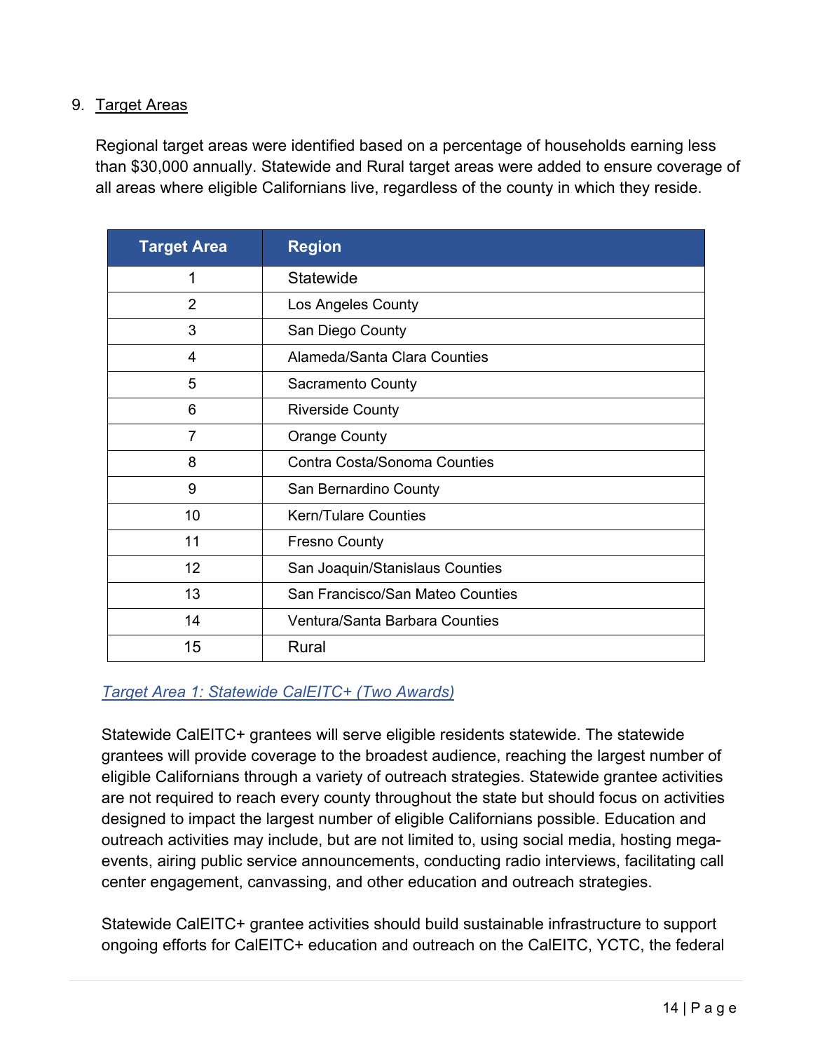9. <u>Target Areas</u>

Regional target areas were identified based on a percentage of households earning less than $30,000 annually. Statewide and Rural target areas were added to ensure coverage of all areas where eligible Californians live, regardless of the county in which they reside.

| Target Area | Region |
|---|---|
| 1 | Statewide |
| 2 | Los Angeles County |
| 3 | San Diego County |
| 4 | Alameda/Santa Clara Counties |
| 5 | Sacramento County |
| 6 | Riverside County |
| 7 | Orange County |
| 8 | Contra Costa/Sonoma Counties |
| 9 | San Bernardino County |
| 10 | Kern/Tulare Counties |
| 11 | Fresno County |
| 12 | San Joaquin/Stanislaus Counties |
| 13 | San Francisco/San Mateo Counties |
| 14 | Ventura/Santa Barbara Counties |
| 15 | Rural |

*<u>Target Area 1: Statewide CalEITC+ (Two Awards)</u>*

Statewide CalEITC+ grantees will serve eligible residents statewide. The statewide grantees will provide coverage to the broadest audience, reaching the largest number of eligible Californians through a variety of outreach strategies. Statewide grantee activities are not required to reach every county throughout the state but should focus on activities designed to impact the largest number of eligible Californians possible. Education and outreach activities may include, but are not limited to, using social media, hosting mega-events, airing public service announcements, conducting radio interviews, facilitating call center engagement, canvassing, and other education and outreach strategies.

Statewide CalEITC+ grantee activities should build sustainable infrastructure to support ongoing efforts for CalEITC+ education and outreach on the CalEITC, YCTC, the federal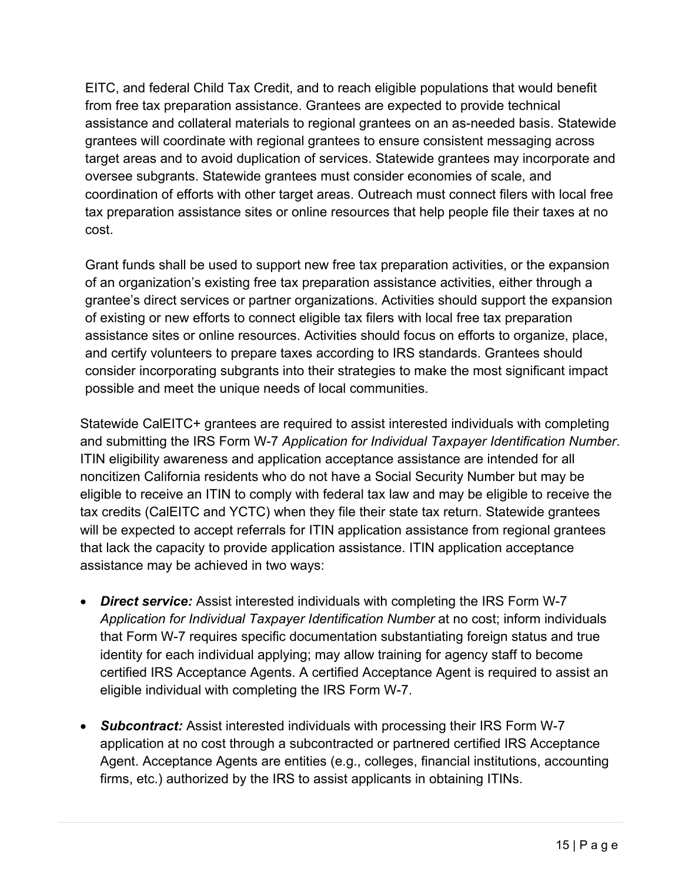EITC, and federal Child Tax Credit, and to reach eligible populations that would benefit from free tax preparation assistance. Grantees are expected to provide technical assistance and collateral materials to regional grantees on an as-needed basis. Statewide grantees will coordinate with regional grantees to ensure consistent messaging across target areas and to avoid duplication of services. Statewide grantees may incorporate and oversee subgrants. Statewide grantees must consider economies of scale, and coordination of efforts with other target areas. Outreach must connect filers with local free tax preparation assistance sites or online resources that help people file their taxes at no cost.

Grant funds shall be used to support new free tax preparation activities, or the expansion of an organization's existing free tax preparation assistance activities, either through a grantee's direct services or partner organizations. Activities should support the expansion of existing or new efforts to connect eligible tax filers with local free tax preparation assistance sites or online resources. Activities should focus on efforts to organize, place, and certify volunteers to prepare taxes according to IRS standards. Grantees should consider incorporating subgrants into their strategies to make the most significant impact possible and meet the unique needs of local communities.

Statewide CalEITC+ grantees are required to assist interested individuals with completing and submitting the IRS Form W-7 *Application for Individual Taxpayer Identification Number*. ITIN eligibility awareness and application acceptance assistance are intended for all noncitizen California residents who do not have a Social Security Number but may be eligible to receive an ITIN to comply with federal tax law and may be eligible to receive the tax credits (CalEITC and YCTC) when they file their state tax return. Statewide grantees will be expected to accept referrals for ITIN application assistance from regional grantees that lack the capacity to provide application assistance. ITIN application acceptance assistance may be achieved in two ways:

- ***Direct service:*** Assist interested individuals with completing the IRS Form W-7 *Application for Individual Taxpayer Identification Number* at no cost; inform individuals that Form W-7 requires specific documentation substantiating foreign status and true identity for each individual applying; may allow training for agency staff to become certified IRS Acceptance Agents. A certified Acceptance Agent is required to assist an eligible individual with completing the IRS Form W-7.

- ***Subcontract:*** Assist interested individuals with processing their IRS Form W-7 application at no cost through a subcontracted or partnered certified IRS Acceptance Agent. Acceptance Agents are entities (e.g., colleges, financial institutions, accounting firms, etc.) authorized by the IRS to assist applicants in obtaining ITINs.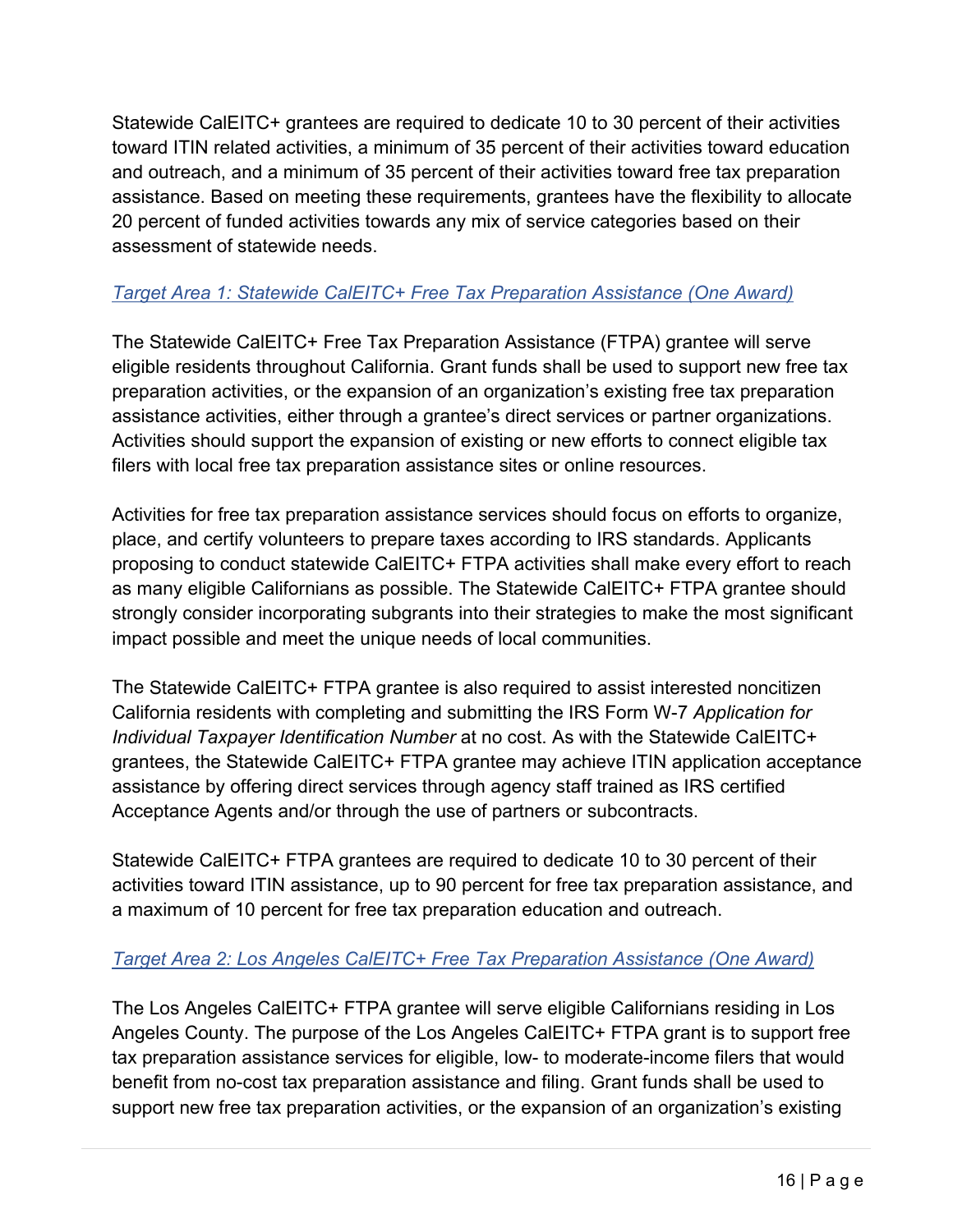Statewide CalEITC+ grantees are required to dedicate 10 to 30 percent of their activities toward ITIN related activities, a minimum of 35 percent of their activities toward education and outreach, and a minimum of 35 percent of their activities toward free tax preparation assistance. Based on meeting these requirements, grantees have the flexibility to allocate 20 percent of funded activities towards any mix of service categories based on their assessment of statewide needs.

### *Target Area 1: Statewide CalEITC+ Free Tax Preparation Assistance (One Award)*

The Statewide CalEITC+ Free Tax Preparation Assistance (FTPA) grantee will serve eligible residents throughout California. Grant funds shall be used to support new free tax preparation activities, or the expansion of an organization's existing free tax preparation assistance activities, either through a grantee's direct services or partner organizations. Activities should support the expansion of existing or new efforts to connect eligible tax filers with local free tax preparation assistance sites or online resources.

Activities for free tax preparation assistance services should focus on efforts to organize, place, and certify volunteers to prepare taxes according to IRS standards. Applicants proposing to conduct statewide CalEITC+ FTPA activities shall make every effort to reach as many eligible Californians as possible. The Statewide CalEITC+ FTPA grantee should strongly consider incorporating subgrants into their strategies to make the most significant impact possible and meet the unique needs of local communities.

The Statewide CalEITC+ FTPA grantee is also required to assist interested noncitizen California residents with completing and submitting the IRS Form W-7 *Application for Individual Taxpayer Identification Number* at no cost. As with the Statewide CalEITC+ grantees, the Statewide CalEITC+ FTPA grantee may achieve ITIN application acceptance assistance by offering direct services through agency staff trained as IRS certified Acceptance Agents and/or through the use of partners or subcontracts.

Statewide CalEITC+ FTPA grantees are required to dedicate 10 to 30 percent of their activities toward ITIN assistance, up to 90 percent for free tax preparation assistance, and a maximum of 10 percent for free tax preparation education and outreach.

### *Target Area 2: Los Angeles CalEITC+ Free Tax Preparation Assistance (One Award)*

The Los Angeles CalEITC+ FTPA grantee will serve eligible Californians residing in Los Angeles County. The purpose of the Los Angeles CalEITC+ FTPA grant is to support free tax preparation assistance services for eligible, low- to moderate-income filers that would benefit from no-cost tax preparation assistance and filing. Grant funds shall be used to support new free tax preparation activities, or the expansion of an organization's existing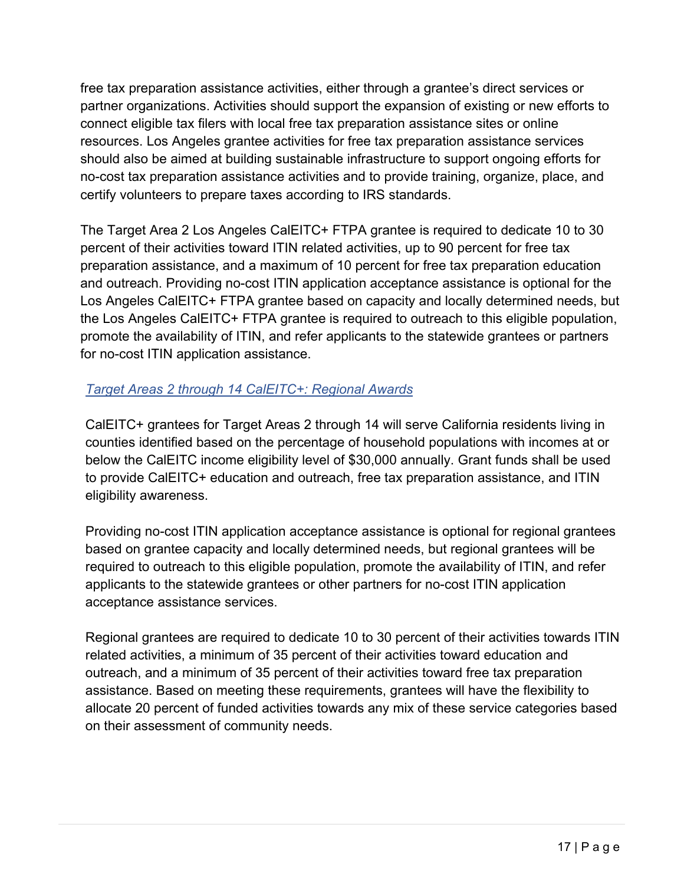free tax preparation assistance activities, either through a grantee's direct services or partner organizations. Activities should support the expansion of existing or new efforts to connect eligible tax filers with local free tax preparation assistance sites or online resources. Los Angeles grantee activities for free tax preparation assistance services should also be aimed at building sustainable infrastructure to support ongoing efforts for no-cost tax preparation assistance activities and to provide training, organize, place, and certify volunteers to prepare taxes according to IRS standards.

The Target Area 2 Los Angeles CalEITC+ FTPA grantee is required to dedicate 10 to 30 percent of their activities toward ITIN related activities, up to 90 percent for free tax preparation assistance, and a maximum of 10 percent for free tax preparation education and outreach. Providing no-cost ITIN application acceptance assistance is optional for the Los Angeles CalEITC+ FTPA grantee based on capacity and locally determined needs, but the Los Angeles CalEITC+ FTPA grantee is required to outreach to this eligible population, promote the availability of ITIN, and refer applicants to the statewide grantees or partners for no-cost ITIN application assistance.

### *Target Areas 2 through 14 CalEITC+: Regional Awards*

CalEITC+ grantees for Target Areas 2 through 14 will serve California residents living in counties identified based on the percentage of household populations with incomes at or below the CalEITC income eligibility level of $30,000 annually. Grant funds shall be used to provide CalEITC+ education and outreach, free tax preparation assistance, and ITIN eligibility awareness.

Providing no-cost ITIN application acceptance assistance is optional for regional grantees based on grantee capacity and locally determined needs, but regional grantees will be required to outreach to this eligible population, promote the availability of ITIN, and refer applicants to the statewide grantees or other partners for no-cost ITIN application acceptance assistance services.

Regional grantees are required to dedicate 10 to 30 percent of their activities towards ITIN related activities, a minimum of 35 percent of their activities toward education and outreach, and a minimum of 35 percent of their activities toward free tax preparation assistance. Based on meeting these requirements, grantees will have the flexibility to allocate 20 percent of funded activities towards any mix of these service categories based on their assessment of community needs.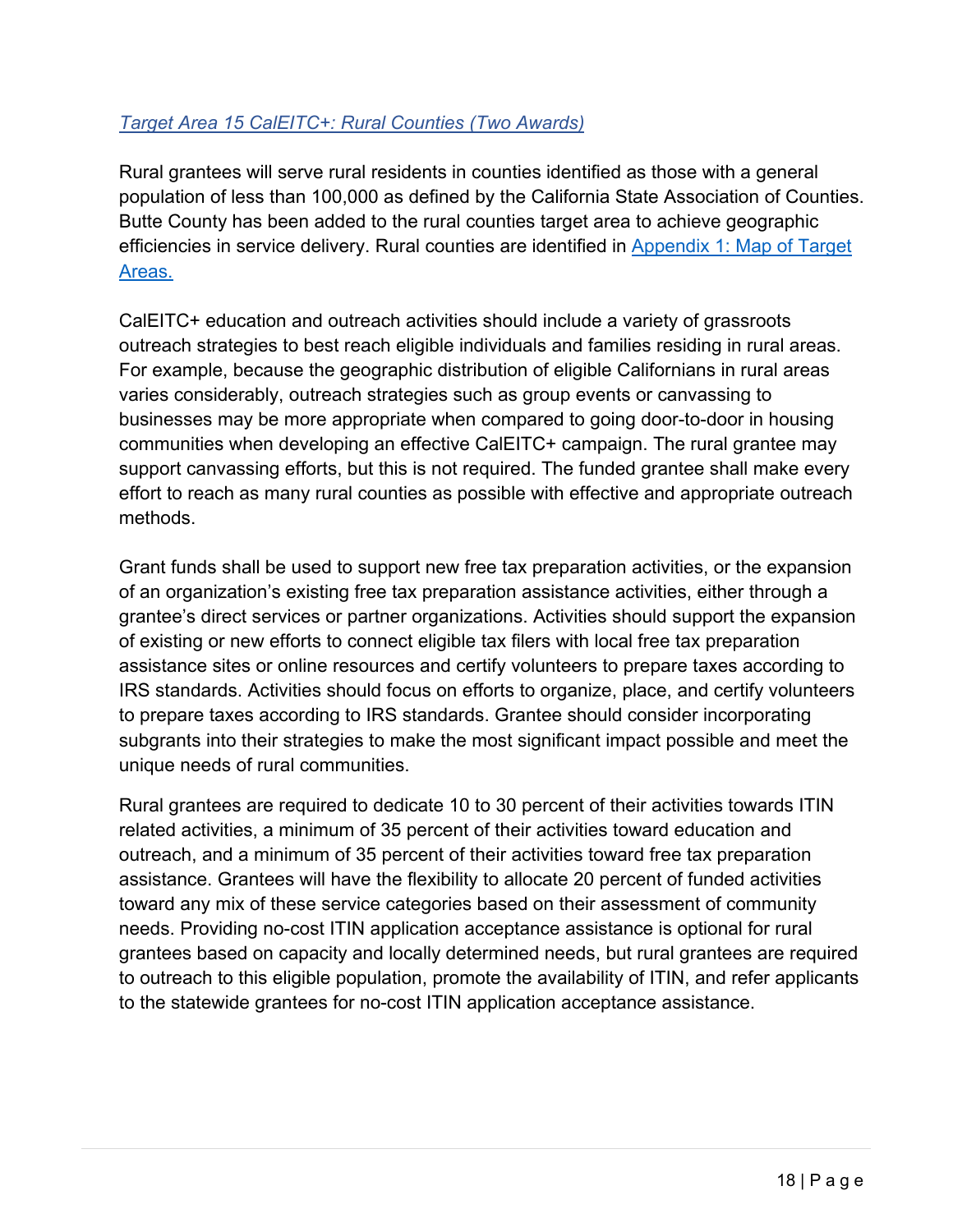### *Target Area 15 CalEITC+: Rural Counties (Two Awards)*

Rural grantees will serve rural residents in counties identified as those with a general population of less than 100,000 as defined by the California State Association of Counties. Butte County has been added to the rural counties target area to achieve geographic efficiencies in service delivery. Rural counties are identified in Appendix 1: Map of Target Areas.

CalEITC+ education and outreach activities should include a variety of grassroots outreach strategies to best reach eligible individuals and families residing in rural areas. For example, because the geographic distribution of eligible Californians in rural areas varies considerably, outreach strategies such as group events or canvassing to businesses may be more appropriate when compared to going door-to-door in housing communities when developing an effective CalEITC+ campaign. The rural grantee may support canvassing efforts, but this is not required. The funded grantee shall make every effort to reach as many rural counties as possible with effective and appropriate outreach methods.

Grant funds shall be used to support new free tax preparation activities, or the expansion of an organization's existing free tax preparation assistance activities, either through a grantee's direct services or partner organizations. Activities should support the expansion of existing or new efforts to connect eligible tax filers with local free tax preparation assistance sites or online resources and certify volunteers to prepare taxes according to IRS standards. Activities should focus on efforts to organize, place, and certify volunteers to prepare taxes according to IRS standards. Grantee should consider incorporating subgrants into their strategies to make the most significant impact possible and meet the unique needs of rural communities.

Rural grantees are required to dedicate 10 to 30 percent of their activities towards ITIN related activities, a minimum of 35 percent of their activities toward education and outreach, and a minimum of 35 percent of their activities toward free tax preparation assistance. Grantees will have the flexibility to allocate 20 percent of funded activities toward any mix of these service categories based on their assessment of community needs. Providing no-cost ITIN application acceptance assistance is optional for rural grantees based on capacity and locally determined needs, but rural grantees are required to outreach to this eligible population, promote the availability of ITIN, and refer applicants to the statewide grantees for no-cost ITIN application acceptance assistance.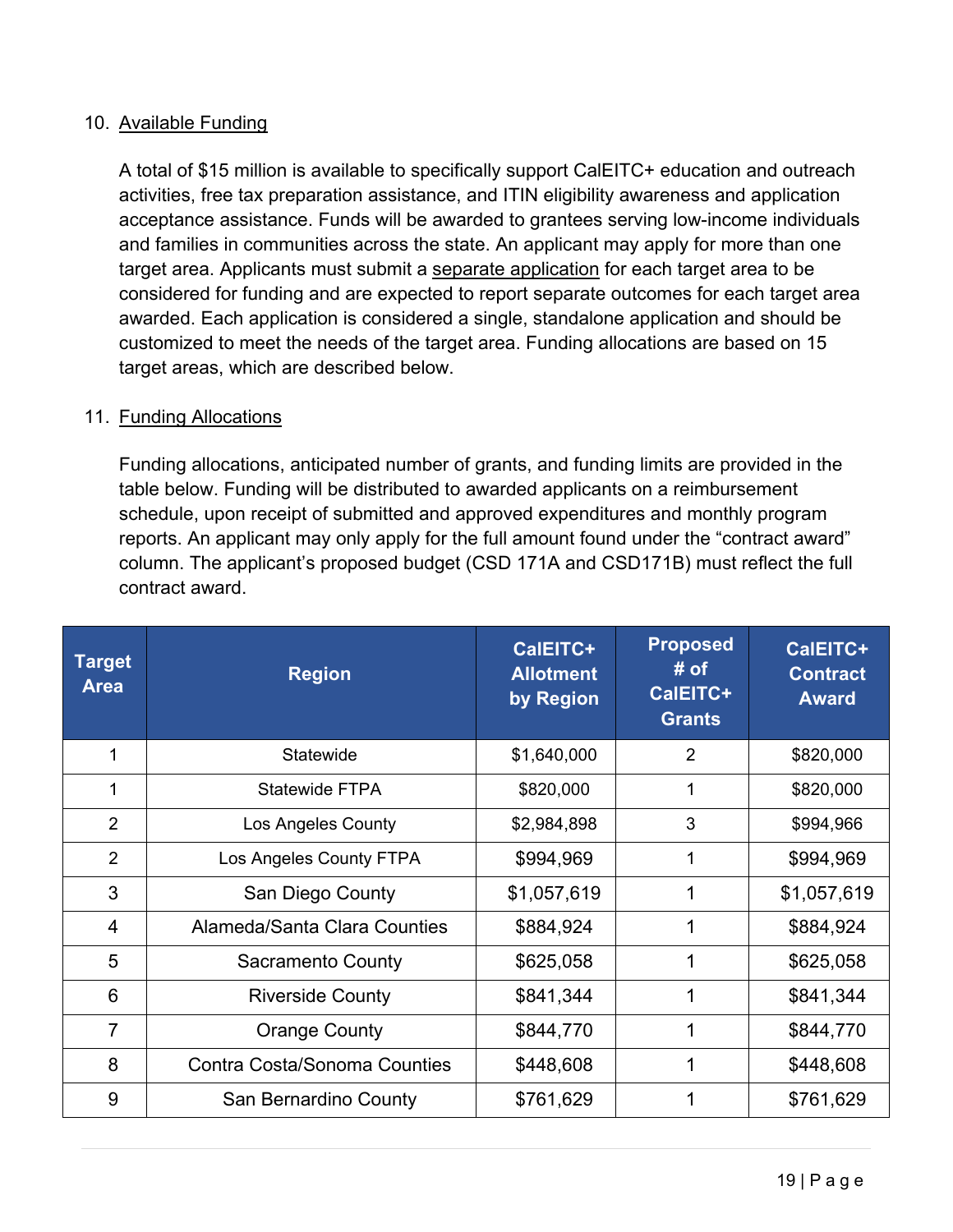10. Available Funding

    A total of $15 million is available to specifically support CalEITC+ education and outreach activities, free tax preparation assistance, and ITIN eligibility awareness and application acceptance assistance. Funds will be awarded to grantees serving low-income individuals and families in communities across the state. An applicant may apply for more than one target area. Applicants must submit a separate application for each target area to be considered for funding and are expected to report separate outcomes for each target area awarded. Each application is considered a single, standalone application and should be customized to meet the needs of the target area. Funding allocations are based on 15 target areas, which are described below.

11. Funding Allocations

    Funding allocations, anticipated number of grants, and funding limits are provided in the table below. Funding will be distributed to awarded applicants on a reimbursement schedule, upon receipt of submitted and approved expenditures and monthly program reports. An applicant may only apply for the full amount found under the "contract award" column. The applicant's proposed budget (CSD 171A and CSD171B) must reflect the full contract award.

| Target Area | Region | CalEITC+ Allotment by Region | Proposed # of CalEITC+ Grants | CalEITC+ Contract Award |
|---|---|---|---|---|
| 1 | Statewide | $1,640,000 | 2 | $820,000 |
| 1 | Statewide FTPA | $820,000 | 1 | $820,000 |
| 2 | Los Angeles County | $2,984,898 | 3 | $994,966 |
| 2 | Los Angeles County FTPA | $994,969 | 1 | $994,969 |
| 3 | San Diego County | $1,057,619 | 1 | $1,057,619 |
| 4 | Alameda/Santa Clara Counties | $884,924 | 1 | $884,924 |
| 5 | Sacramento County | $625,058 | 1 | $625,058 |
| 6 | Riverside County | $841,344 | 1 | $841,344 |
| 7 | Orange County | $844,770 | 1 | $844,770 |
| 8 | Contra Costa/Sonoma Counties | $448,608 | 1 | $448,608 |
| 9 | San Bernardino County | $761,629 | 1 | $761,629 |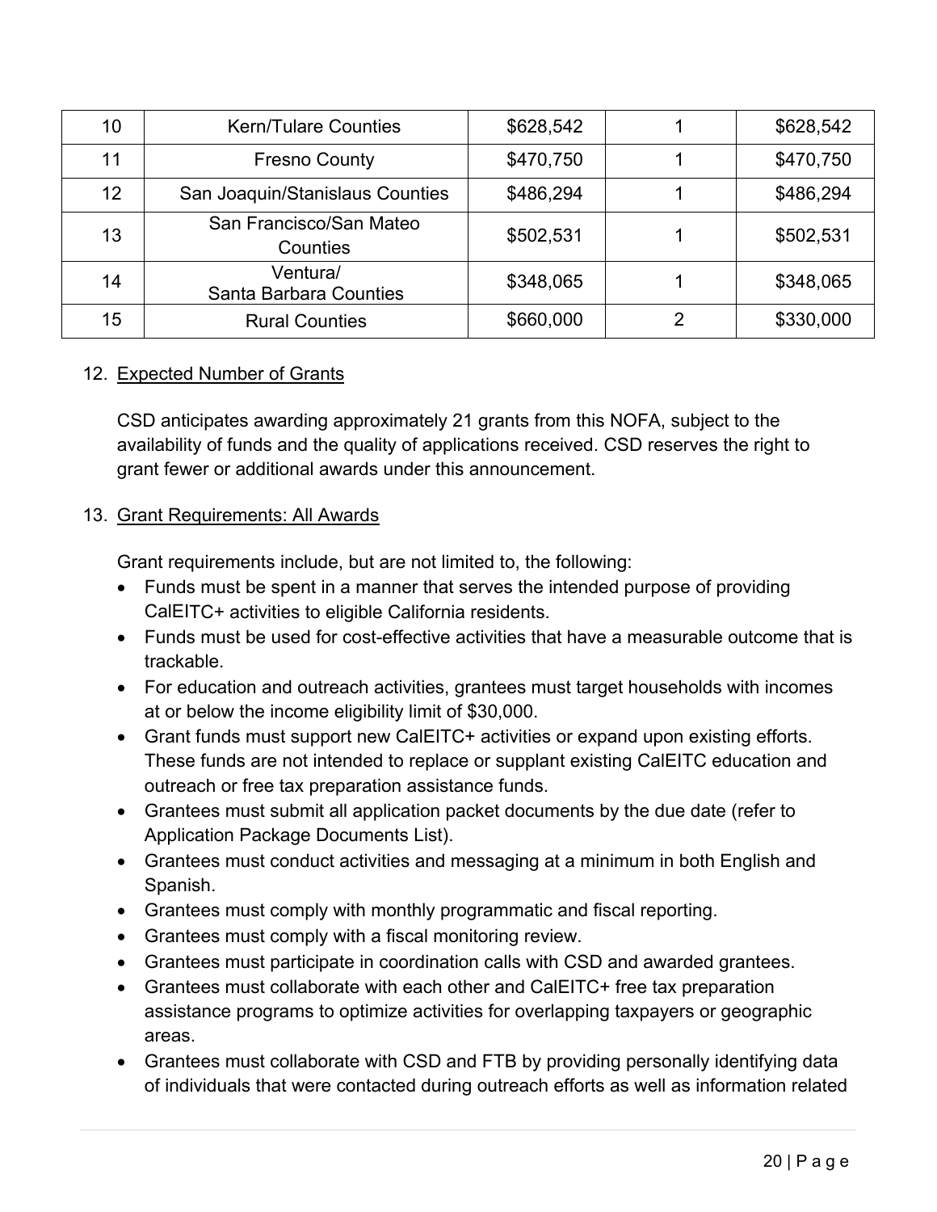| 10 | Kern/Tulare Counties | $628,542 | 1 | $628,542 |
|---|---|---|---|---|
| 11 | Fresno County | $470,750 | 1 | $470,750 |
| 12 | San Joaquin/Stanislaus Counties | $486,294 | 1 | $486,294 |
| 13 | San Francisco/San Mateo Counties | $502,531 | 1 | $502,531 |
| 14 | Ventura/ Santa Barbara Counties | $348,065 | 1 | $348,065 |
| 15 | Rural Counties | $660,000 | 2 | $330,000 |

12. Expected Number of Grants

CSD anticipates awarding approximately 21 grants from this NOFA, subject to the availability of funds and the quality of applications received. CSD reserves the right to grant fewer or additional awards under this announcement.

13. Grant Requirements: All Awards

Grant requirements include, but are not limited to, the following:

- Funds must be spent in a manner that serves the intended purpose of providing CalEITC+ activities to eligible California residents.
- Funds must be used for cost-effective activities that have a measurable outcome that is trackable.
- For education and outreach activities, grantees must target households with incomes at or below the income eligibility limit of $30,000.
- Grant funds must support new CalEITC+ activities or expand upon existing efforts. These funds are not intended to replace or supplant existing CalEITC education and outreach or free tax preparation assistance funds.
- Grantees must submit all application packet documents by the due date (refer to Application Package Documents List).
- Grantees must conduct activities and messaging at a minimum in both English and Spanish.
- Grantees must comply with monthly programmatic and fiscal reporting.
- Grantees must comply with a fiscal monitoring review.
- Grantees must participate in coordination calls with CSD and awarded grantees.
- Grantees must collaborate with each other and CalEITC+ free tax preparation assistance programs to optimize activities for overlapping taxpayers or geographic areas.
- Grantees must collaborate with CSD and FTB by providing personally identifying data of individuals that were contacted during outreach efforts as well as information related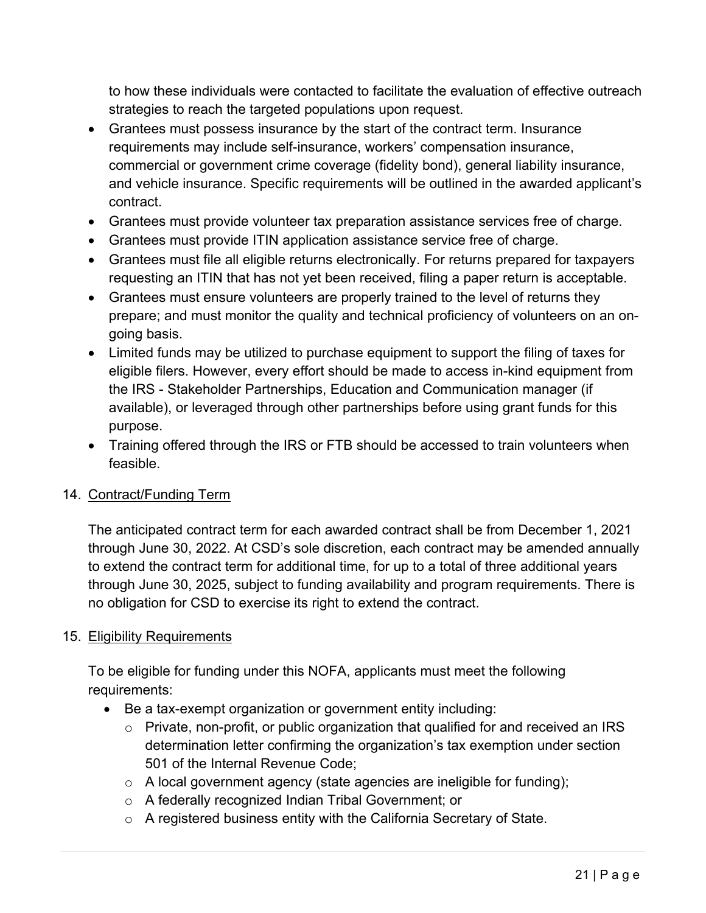to how these individuals were contacted to facilitate the evaluation of effective outreach strategies to reach the targeted populations upon request.

- Grantees must possess insurance by the start of the contract term. Insurance requirements may include self-insurance, workers' compensation insurance, commercial or government crime coverage (fidelity bond), general liability insurance, and vehicle insurance. Specific requirements will be outlined in the awarded applicant's contract.
- Grantees must provide volunteer tax preparation assistance services free of charge.
- Grantees must provide ITIN application assistance service free of charge.
- Grantees must file all eligible returns electronically. For returns prepared for taxpayers requesting an ITIN that has not yet been received, filing a paper return is acceptable.
- Grantees must ensure volunteers are properly trained to the level of returns they prepare; and must monitor the quality and technical proficiency of volunteers on an on-going basis.
- Limited funds may be utilized to purchase equipment to support the filing of taxes for eligible filers. However, every effort should be made to access in-kind equipment from the IRS - Stakeholder Partnerships, Education and Communication manager (if available), or leveraged through other partnerships before using grant funds for this purpose.
- Training offered through the IRS or FTB should be accessed to train volunteers when feasible.

14. Contract/Funding Term

The anticipated contract term for each awarded contract shall be from December 1, 2021 through June 30, 2022. At CSD's sole discretion, each contract may be amended annually to extend the contract term for additional time, for up to a total of three additional years through June 30, 2025, subject to funding availability and program requirements. There is no obligation for CSD to exercise its right to extend the contract.

15. Eligibility Requirements

To be eligible for funding under this NOFA, applicants must meet the following requirements:

- Be a tax-exempt organization or government entity including:
  - Private, non-profit, or public organization that qualified for and received an IRS determination letter confirming the organization's tax exemption under section 501 of the Internal Revenue Code;
  - A local government agency (state agencies are ineligible for funding);
  - A federally recognized Indian Tribal Government; or
  - A registered business entity with the California Secretary of State.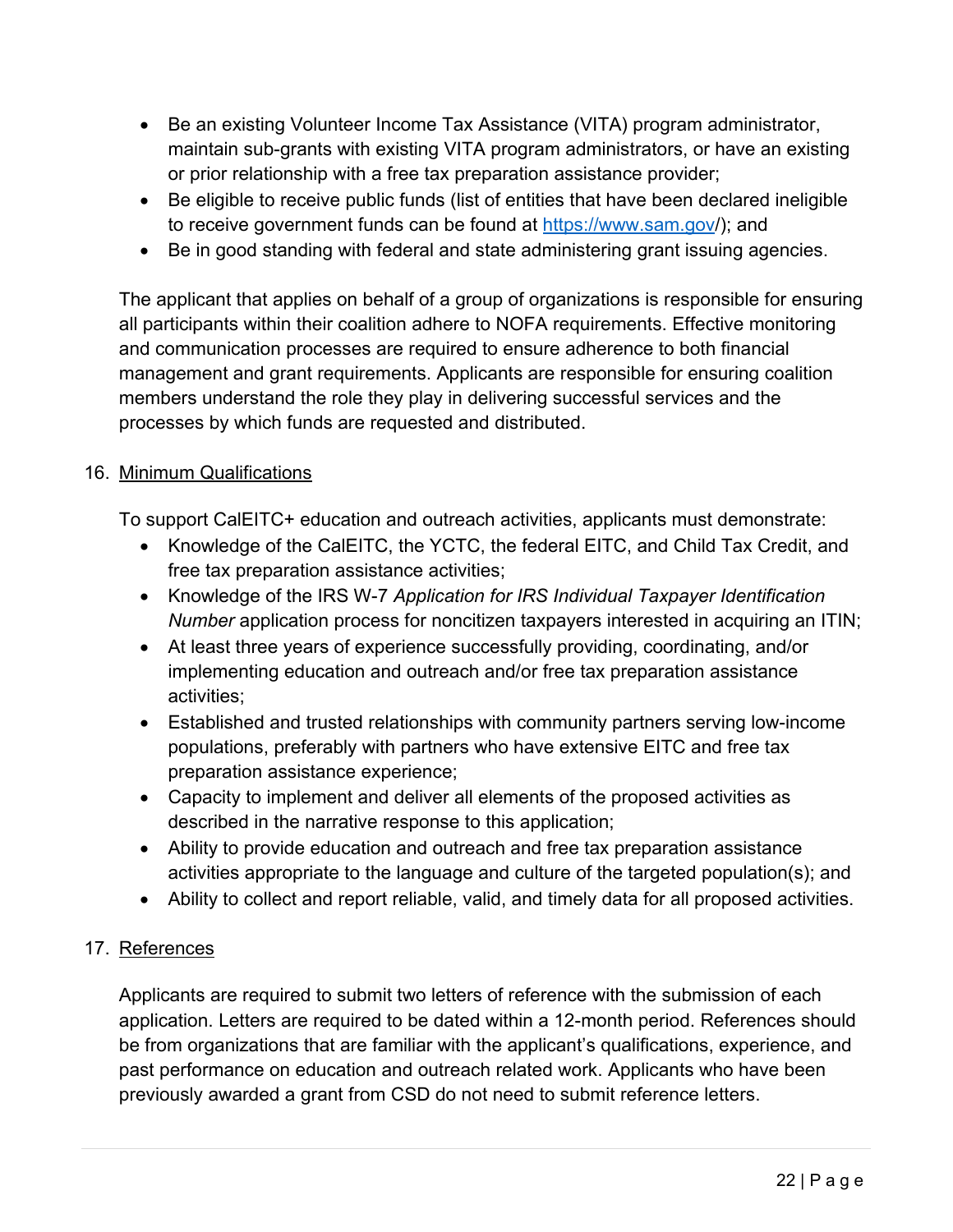- Be an existing Volunteer Income Tax Assistance (VITA) program administrator, maintain sub-grants with existing VITA program administrators, or have an existing or prior relationship with a free tax preparation assistance provider;
- Be eligible to receive public funds (list of entities that have been declared ineligible to receive government funds can be found at [https://www.sam.gov/](https://www.sam.gov/)); and
- Be in good standing with federal and state administering grant issuing agencies.

The applicant that applies on behalf of a group of organizations is responsible for ensuring all participants within their coalition adhere to NOFA requirements. Effective monitoring and communication processes are required to ensure adherence to both financial management and grant requirements. Applicants are responsible for ensuring coalition members understand the role they play in delivering successful services and the processes by which funds are requested and distributed.

16. Minimum Qualifications

To support CalEITC+ education and outreach activities, applicants must demonstrate:

- Knowledge of the CalEITC, the YCTC, the federal EITC, and Child Tax Credit, and free tax preparation assistance activities;
- Knowledge of the IRS W-7 *Application for IRS Individual Taxpayer Identification Number* application process for noncitizen taxpayers interested in acquiring an ITIN;
- At least three years of experience successfully providing, coordinating, and/or implementing education and outreach and/or free tax preparation assistance activities;
- Established and trusted relationships with community partners serving low-income populations, preferably with partners who have extensive EITC and free tax preparation assistance experience;
- Capacity to implement and deliver all elements of the proposed activities as described in the narrative response to this application;
- Ability to provide education and outreach and free tax preparation assistance activities appropriate to the language and culture of the targeted population(s); and
- Ability to collect and report reliable, valid, and timely data for all proposed activities.

17. References

Applicants are required to submit two letters of reference with the submission of each application. Letters are required to be dated within a 12-month period. References should be from organizations that are familiar with the applicant's qualifications, experience, and past performance on education and outreach related work. Applicants who have been previously awarded a grant from CSD do not need to submit reference letters.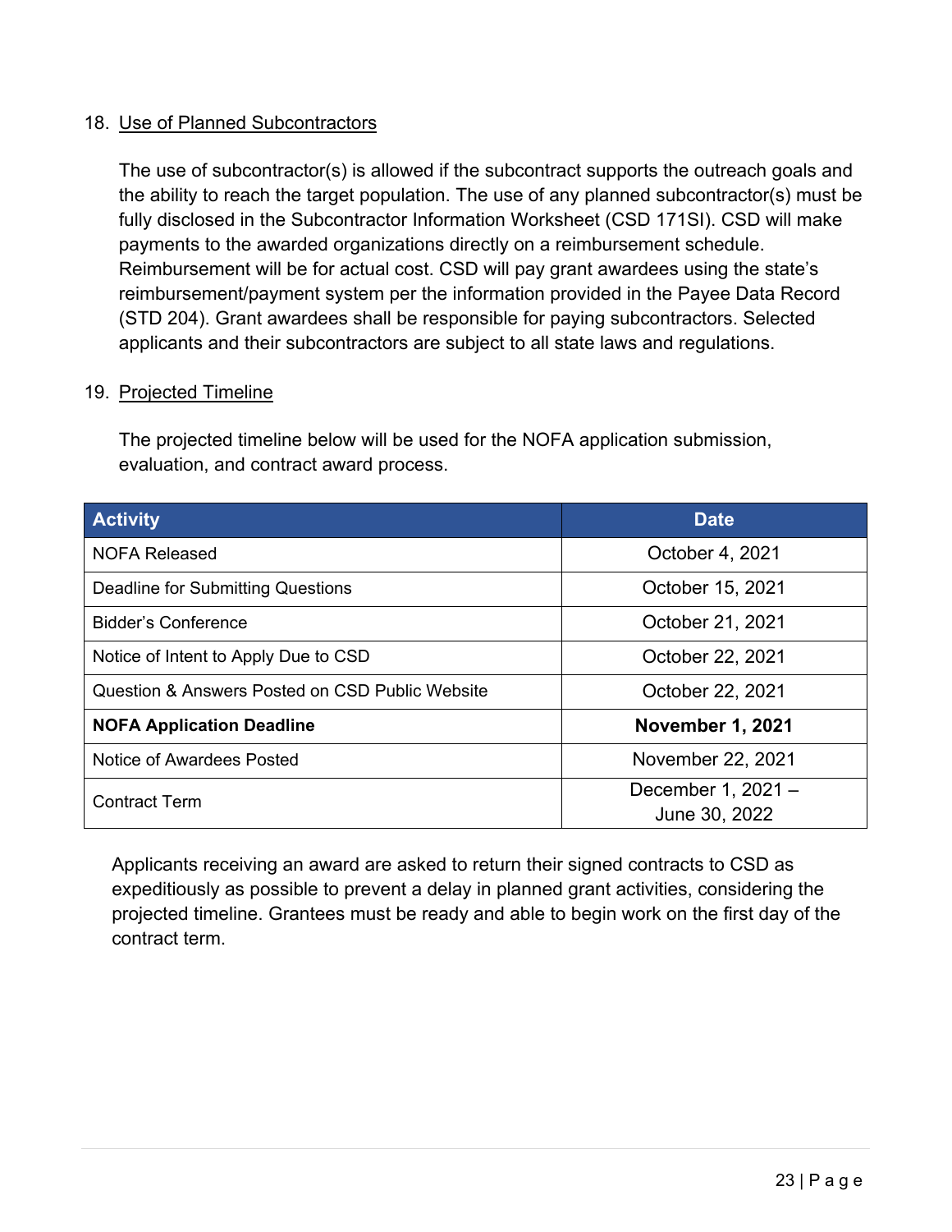18. Use of Planned Subcontractors

The use of subcontractor(s) is allowed if the subcontract supports the outreach goals and the ability to reach the target population. The use of any planned subcontractor(s) must be fully disclosed in the Subcontractor Information Worksheet (CSD 171SI). CSD will make payments to the awarded organizations directly on a reimbursement schedule. Reimbursement will be for actual cost. CSD will pay grant awardees using the state's reimbursement/payment system per the information provided in the Payee Data Record (STD 204). Grant awardees shall be responsible for paying subcontractors. Selected applicants and their subcontractors are subject to all state laws and regulations.

19. Projected Timeline

The projected timeline below will be used for the NOFA application submission, evaluation, and contract award process.

| Activity | Date |
|---|---|
| NOFA Released | October 4, 2021 |
| Deadline for Submitting Questions | October 15, 2021 |
| Bidder's Conference | October 21, 2021 |
| Notice of Intent to Apply Due to CSD | October 22, 2021 |
| Question & Answers Posted on CSD Public Website | October 22, 2021 |
| **NOFA Application Deadline** | **November 1, 2021** |
| Notice of Awardees Posted | November 22, 2021 |
| Contract Term | December 1, 2021 – June 30, 2022 |

Applicants receiving an award are asked to return their signed contracts to CSD as expeditiously as possible to prevent a delay in planned grant activities, considering the projected timeline. Grantees must be ready and able to begin work on the first day of the contract term.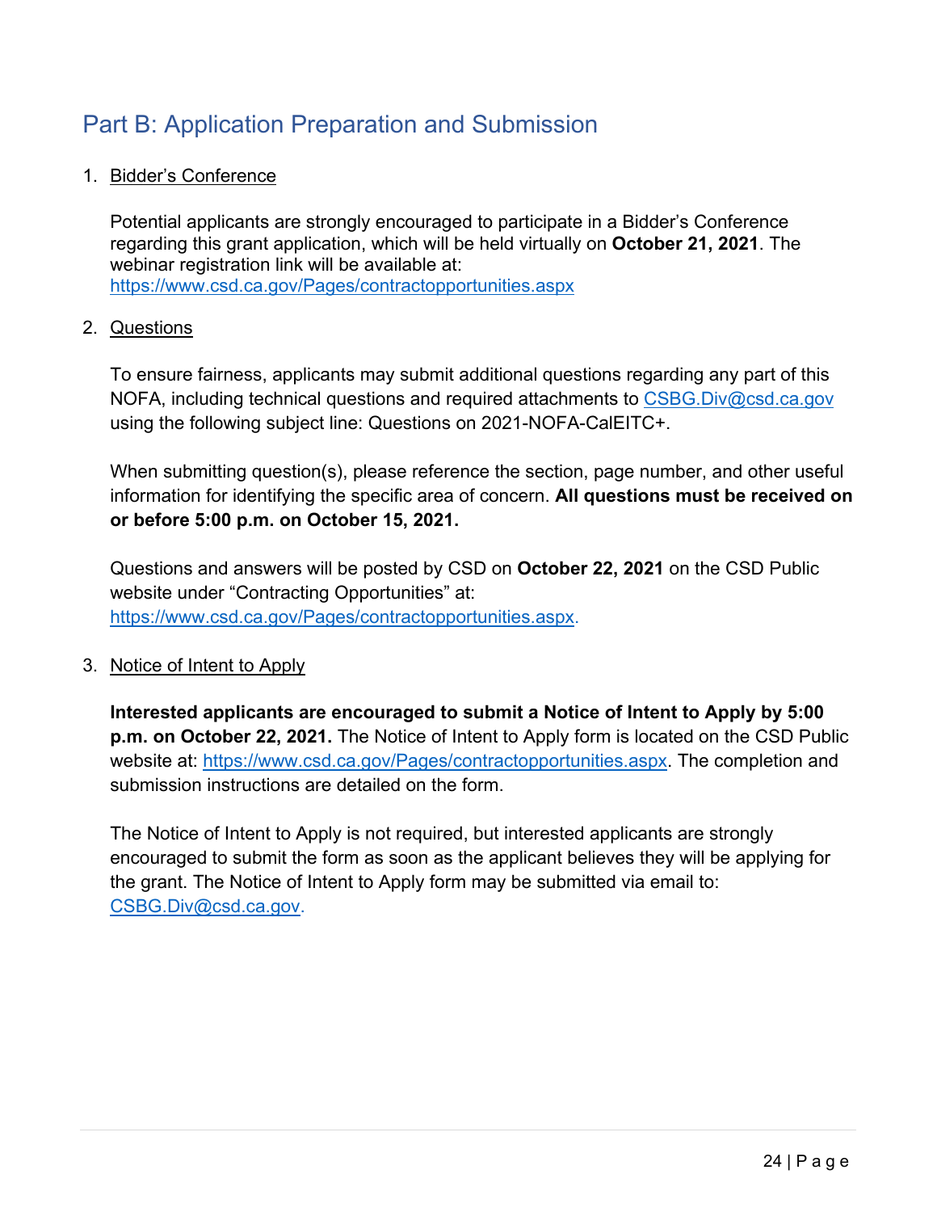## Part B: Application Preparation and Submission

1. Bidder's Conference

   Potential applicants are strongly encouraged to participate in a Bidder's Conference regarding this grant application, which will be held virtually on **October 21, 2021**. The webinar registration link will be available at: https://www.csd.ca.gov/Pages/contractopportunities.aspx

2. Questions

   To ensure fairness, applicants may submit additional questions regarding any part of this NOFA, including technical questions and required attachments to CSBG.Div@csd.ca.gov using the following subject line: Questions on 2021-NOFA-CalEITC+.

   When submitting question(s), please reference the section, page number, and other useful information for identifying the specific area of concern. **All questions must be received on or before 5:00 p.m. on October 15, 2021.**

   Questions and answers will be posted by CSD on **October 22, 2021** on the CSD Public website under "Contracting Opportunities" at: https://www.csd.ca.gov/Pages/contractopportunities.aspx.

3. Notice of Intent to Apply

   **Interested applicants are encouraged to submit a Notice of Intent to Apply by 5:00 p.m. on October 22, 2021.** The Notice of Intent to Apply form is located on the CSD Public website at: https://www.csd.ca.gov/Pages/contractopportunities.aspx. The completion and submission instructions are detailed on the form.

   The Notice of Intent to Apply is not required, but interested applicants are strongly encouraged to submit the form as soon as the applicant believes they will be applying for the grant. The Notice of Intent to Apply form may be submitted via email to: CSBG.Div@csd.ca.gov.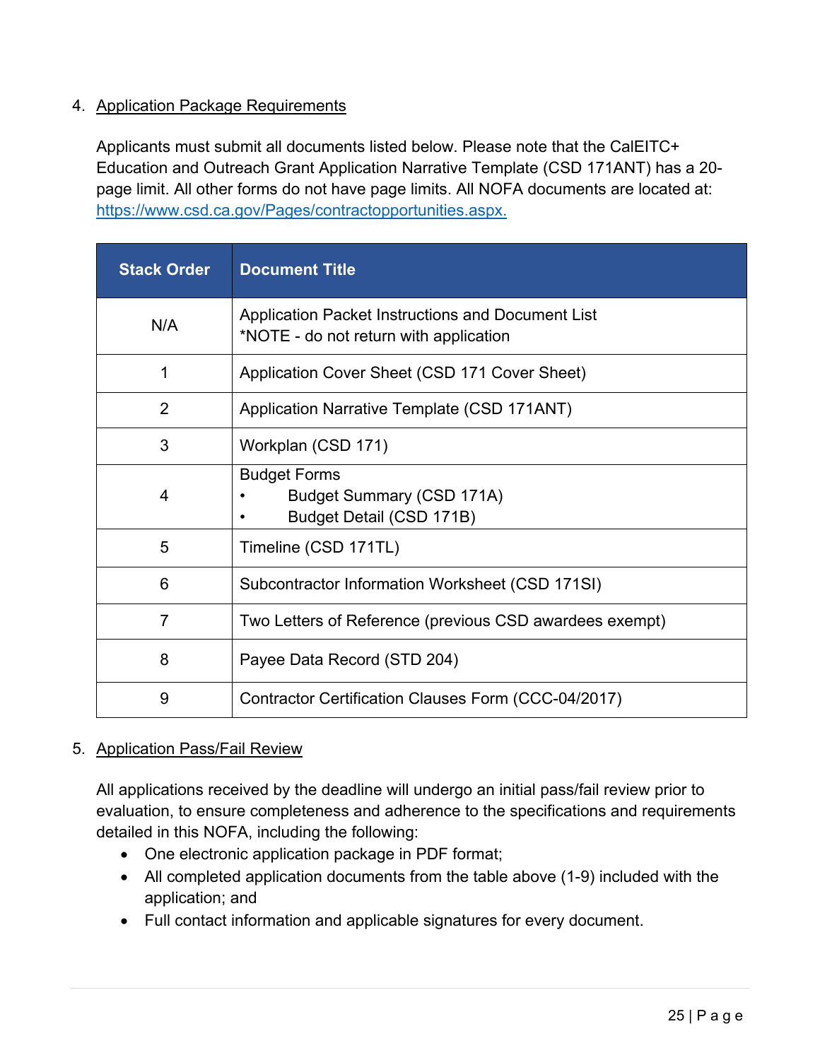4. <u>Application Package Requirements</u>

   Applicants must submit all documents listed below. Please note that the CalEITC+ Education and Outreach Grant Application Narrative Template (CSD 171ANT) has a 20-page limit. All other forms do not have page limits. All NOFA documents are located at: [https://www.csd.ca.gov/Pages/contractopportunities.aspx.](https://www.csd.ca.gov/Pages/contractopportunities.aspx)

| Stack Order | Document Title |
|---|---|
| N/A | Application Packet Instructions and Document List<br>*NOTE - do not return with application |
| 1 | Application Cover Sheet (CSD 171 Cover Sheet) |
| 2 | Application Narrative Template (CSD 171ANT) |
| 3 | Workplan (CSD 171) |
| 4 | Budget Forms<br>• Budget Summary (CSD 171A)<br>• Budget Detail (CSD 171B) |
| 5 | Timeline (CSD 171TL) |
| 6 | Subcontractor Information Worksheet (CSD 171SI) |
| 7 | Two Letters of Reference (previous CSD awardees exempt) |
| 8 | Payee Data Record (STD 204) |
| 9 | Contractor Certification Clauses Form (CCC-04/2017) |

5. <u>Application Pass/Fail Review</u>

   All applications received by the deadline will undergo an initial pass/fail review prior to evaluation, to ensure completeness and adherence to the specifications and requirements detailed in this NOFA, including the following:

   - One electronic application package in PDF format;
   - All completed application documents from the table above (1-9) included with the application; and
   - Full contact information and applicable signatures for every document.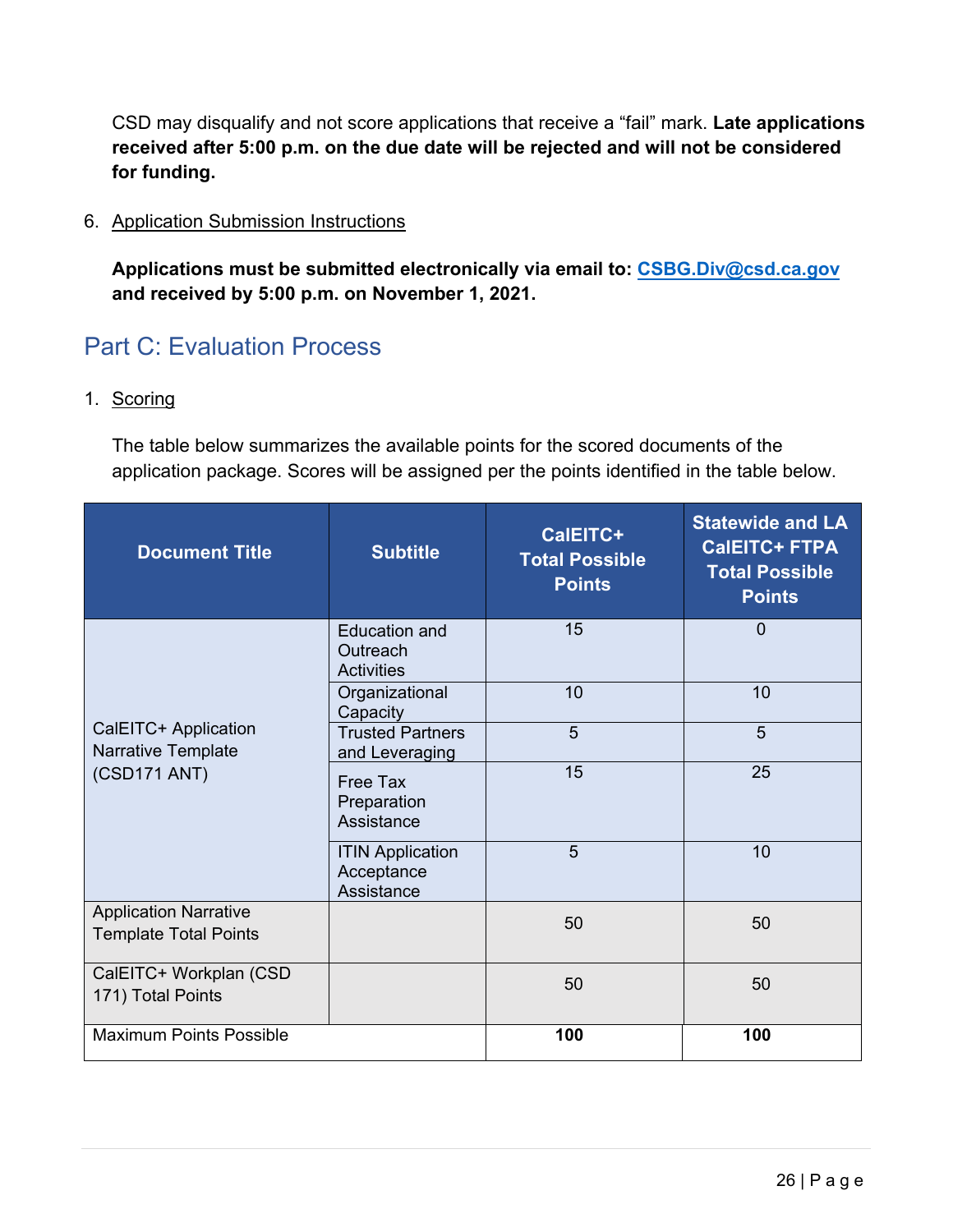CSD may disqualify and not score applications that receive a "fail" mark. **Late applications received after 5:00 p.m. on the due date will be rejected and will not be considered for funding.**

6. Application Submission Instructions

**Applications must be submitted electronically via email to: CSBG.Div@csd.ca.gov and received by 5:00 p.m. on November 1, 2021.**

## Part C: Evaluation Process

1. Scoring

The table below summarizes the available points for the scored documents of the application package. Scores will be assigned per the points identified in the table below.

| Document Title | Subtitle | CalEITC+ Total Possible Points | Statewide and LA CalEITC+ FTPA Total Possible Points |
|---|---|---|---|
| CalEITC+ Application Narrative Template (CSD171 ANT) | Education and Outreach Activities | 15 | 0 |
| | Organizational Capacity | 10 | 10 |
| | Trusted Partners and Leveraging | 5 | 5 |
| | Free Tax Preparation Assistance | 15 | 25 |
| | ITIN Application Acceptance Assistance | 5 | 10 |
| Application Narrative Template Total Points | | 50 | 50 |
| CalEITC+ Workplan (CSD 171) Total Points | | 50 | 50 |
| Maximum Points Possible | | **100** | **100** |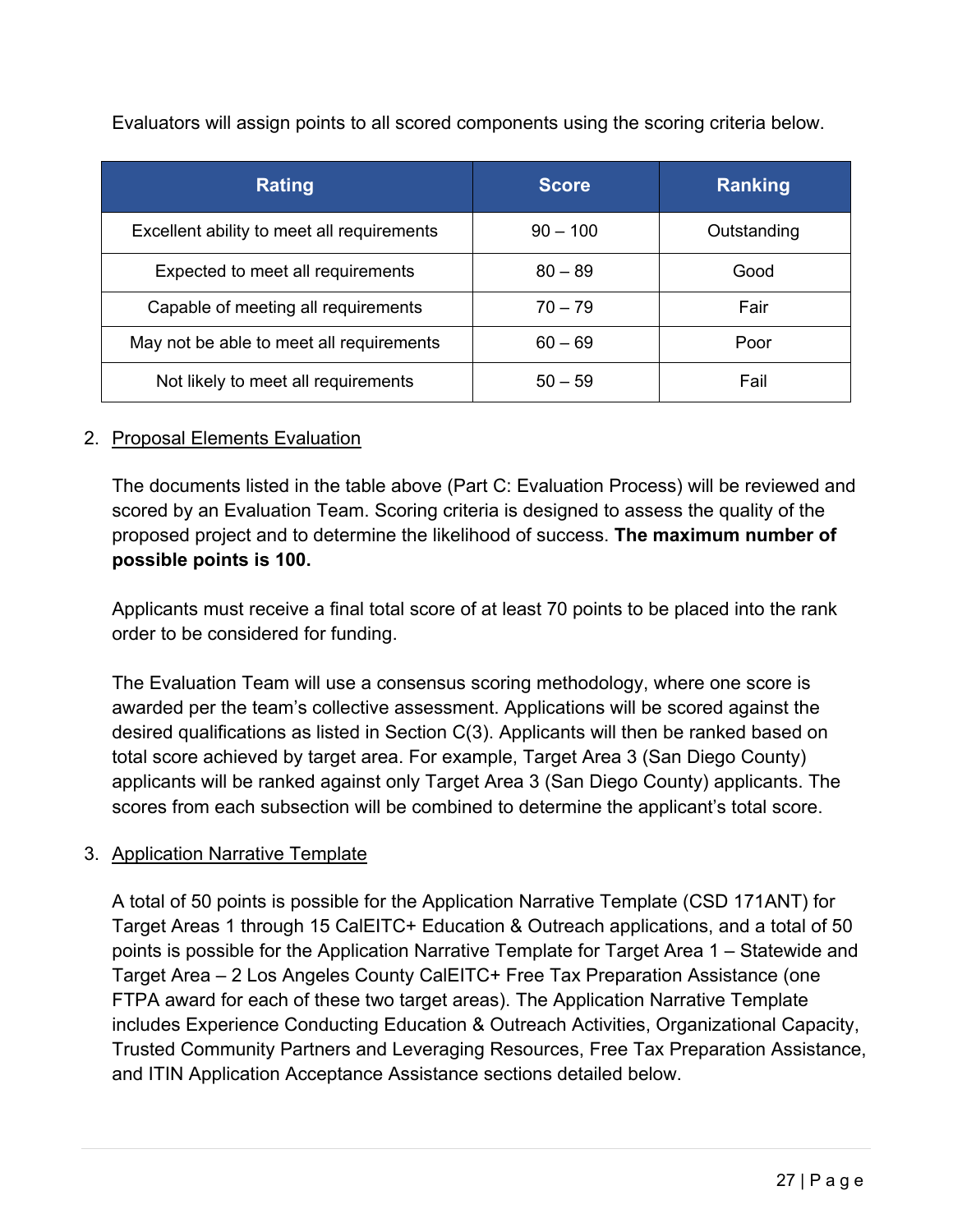Evaluators will assign points to all scored components using the scoring criteria below.

| Rating | Score | Ranking |
|---|---|---|
| Excellent ability to meet all requirements | 90 – 100 | Outstanding |
| Expected to meet all requirements | 80 – 89 | Good |
| Capable of meeting all requirements | 70 – 79 | Fair |
| May not be able to meet all requirements | 60 – 69 | Poor |
| Not likely to meet all requirements | 50 – 59 | Fail |

2. Proposal Elements Evaluation

   The documents listed in the table above (Part C: Evaluation Process) will be reviewed and scored by an Evaluation Team. Scoring criteria is designed to assess the quality of the proposed project and to determine the likelihood of success. **The maximum number of possible points is 100.**

   Applicants must receive a final total score of at least 70 points to be placed into the rank order to be considered for funding.

   The Evaluation Team will use a consensus scoring methodology, where one score is awarded per the team's collective assessment. Applications will be scored against the desired qualifications as listed in Section C(3). Applicants will then be ranked based on total score achieved by target area. For example, Target Area 3 (San Diego County) applicants will be ranked against only Target Area 3 (San Diego County) applicants. The scores from each subsection will be combined to determine the applicant's total score.

3. Application Narrative Template

   A total of 50 points is possible for the Application Narrative Template (CSD 171ANT) for Target Areas 1 through 15 CalEITC+ Education & Outreach applications, and a total of 50 points is possible for the Application Narrative Template for Target Area 1 – Statewide and Target Area – 2 Los Angeles County CalEITC+ Free Tax Preparation Assistance (one FTPA award for each of these two target areas). The Application Narrative Template includes Experience Conducting Education & Outreach Activities, Organizational Capacity, Trusted Community Partners and Leveraging Resources, Free Tax Preparation Assistance, and ITIN Application Acceptance Assistance sections detailed below.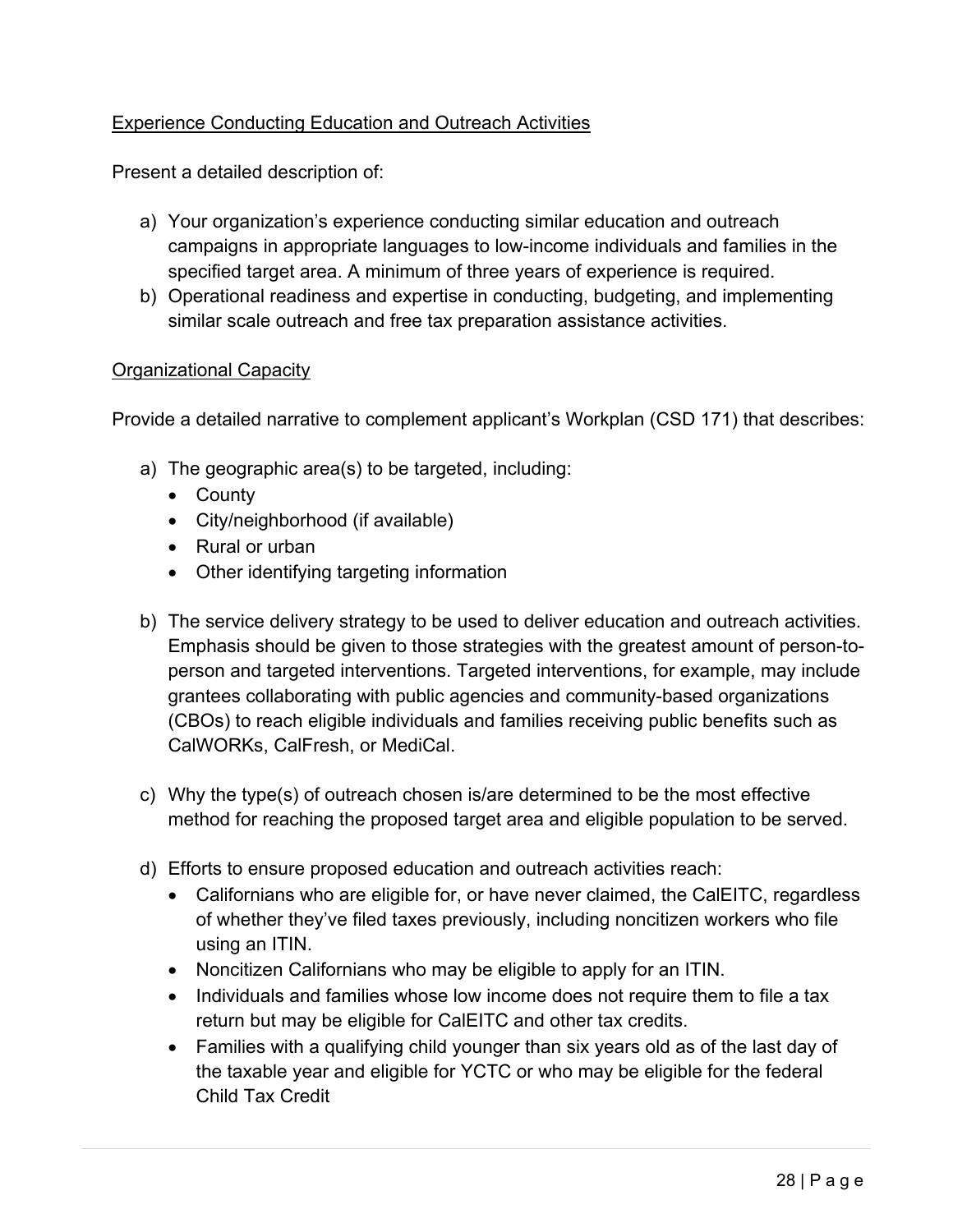<u>Experience Conducting Education and Outreach Activities</u>

Present a detailed description of:

a) Your organization's experience conducting similar education and outreach campaigns in appropriate languages to low-income individuals and families in the specified target area. A minimum of three years of experience is required.
b) Operational readiness and expertise in conducting, budgeting, and implementing similar scale outreach and free tax preparation assistance activities.

<u>Organizational Capacity</u>

Provide a detailed narrative to complement applicant's Workplan (CSD 171) that describes:

a) The geographic area(s) to be targeted, including:
    - County
    - City/neighborhood (if available)
    - Rural or urban
    - Other identifying targeting information

b) The service delivery strategy to be used to deliver education and outreach activities. Emphasis should be given to those strategies with the greatest amount of person-to-person and targeted interventions. Targeted interventions, for example, may include grantees collaborating with public agencies and community-based organizations (CBOs) to reach eligible individuals and families receiving public benefits such as CalWORKs, CalFresh, or MediCal.

c) Why the type(s) of outreach chosen is/are determined to be the most effective method for reaching the proposed target area and eligible population to be served.

d) Efforts to ensure proposed education and outreach activities reach:
    - Californians who are eligible for, or have never claimed, the CalEITC, regardless of whether they've filed taxes previously, including noncitizen workers who file using an ITIN.
    - Noncitizen Californians who may be eligible to apply for an ITIN.
    - Individuals and families whose low income does not require them to file a tax return but may be eligible for CalEITC and other tax credits.
    - Families with a qualifying child younger than six years old as of the last day of the taxable year and eligible for YCTC or who may be eligible for the federal Child Tax Credit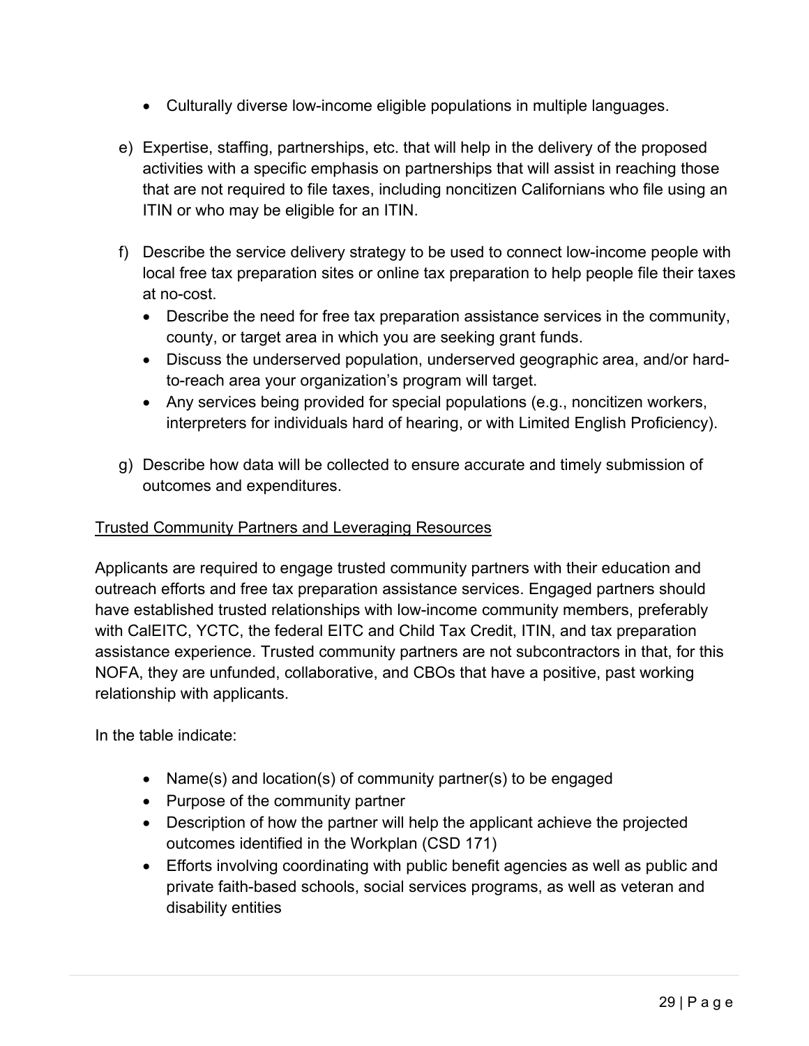- Culturally diverse low-income eligible populations in multiple languages.

e) Expertise, staffing, partnerships, etc. that will help in the delivery of the proposed activities with a specific emphasis on partnerships that will assist in reaching those that are not required to file taxes, including noncitizen Californians who file using an ITIN or who may be eligible for an ITIN.

f) Describe the service delivery strategy to be used to connect low-income people with local free tax preparation sites or online tax preparation to help people file their taxes at no-cost.
   - Describe the need for free tax preparation assistance services in the community, county, or target area in which you are seeking grant funds.
   - Discuss the underserved population, underserved geographic area, and/or hard-to-reach area your organization's program will target.
   - Any services being provided for special populations (e.g., noncitizen workers, interpreters for individuals hard of hearing, or with Limited English Proficiency).

g) Describe how data will be collected to ensure accurate and timely submission of outcomes and expenditures.

<u>Trusted Community Partners and Leveraging Resources</u>

Applicants are required to engage trusted community partners with their education and outreach efforts and free tax preparation assistance services. Engaged partners should have established trusted relationships with low-income community members, preferably with CalEITC, YCTC, the federal EITC and Child Tax Credit, ITIN, and tax preparation assistance experience. Trusted community partners are not subcontractors in that, for this NOFA, they are unfunded, collaborative, and CBOs that have a positive, past working relationship with applicants.

In the table indicate:

- Name(s) and location(s) of community partner(s) to be engaged
- Purpose of the community partner
- Description of how the partner will help the applicant achieve the projected outcomes identified in the Workplan (CSD 171)
- Efforts involving coordinating with public benefit agencies as well as public and private faith-based schools, social services programs, as well as veteran and disability entities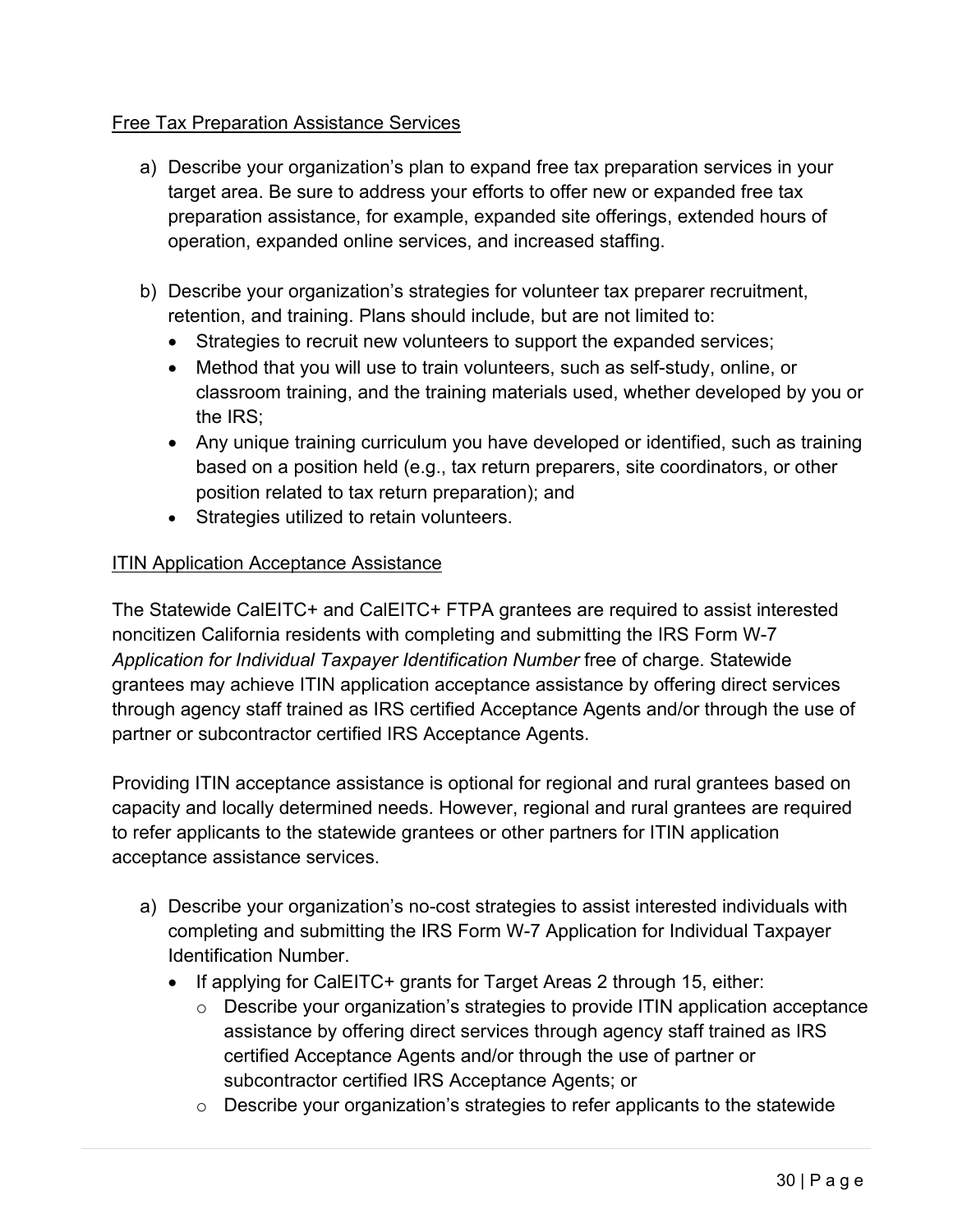<u>Free Tax Preparation Assistance Services</u>

a) Describe your organization's plan to expand free tax preparation services in your target area. Be sure to address your efforts to offer new or expanded free tax preparation assistance, for example, expanded site offerings, extended hours of operation, expanded online services, and increased staffing.

b) Describe your organization's strategies for volunteer tax preparer recruitment, retention, and training. Plans should include, but are not limited to:
   - Strategies to recruit new volunteers to support the expanded services;
   - Method that you will use to train volunteers, such as self-study, online, or classroom training, and the training materials used, whether developed by you or the IRS;
   - Any unique training curriculum you have developed or identified, such as training based on a position held (e.g., tax return preparers, site coordinators, or other position related to tax return preparation); and
   - Strategies utilized to retain volunteers.

<u>ITIN Application Acceptance Assistance</u>

The Statewide CalEITC+ and CalEITC+ FTPA grantees are required to assist interested noncitizen California residents with completing and submitting the IRS Form W-7 *Application for Individual Taxpayer Identification Number* free of charge. Statewide grantees may achieve ITIN application acceptance assistance by offering direct services through agency staff trained as IRS certified Acceptance Agents and/or through the use of partner or subcontractor certified IRS Acceptance Agents.

Providing ITIN acceptance assistance is optional for regional and rural grantees based on capacity and locally determined needs. However, regional and rural grantees are required to refer applicants to the statewide grantees or other partners for ITIN application acceptance assistance services.

a) Describe your organization's no-cost strategies to assist interested individuals with completing and submitting the IRS Form W-7 Application for Individual Taxpayer Identification Number.
   - If applying for CalEITC+ grants for Target Areas 2 through 15, either:
     - Describe your organization's strategies to provide ITIN application acceptance assistance by offering direct services through agency staff trained as IRS certified Acceptance Agents and/or through the use of partner or subcontractor certified IRS Acceptance Agents; or
     - Describe your organization's strategies to refer applicants to the statewide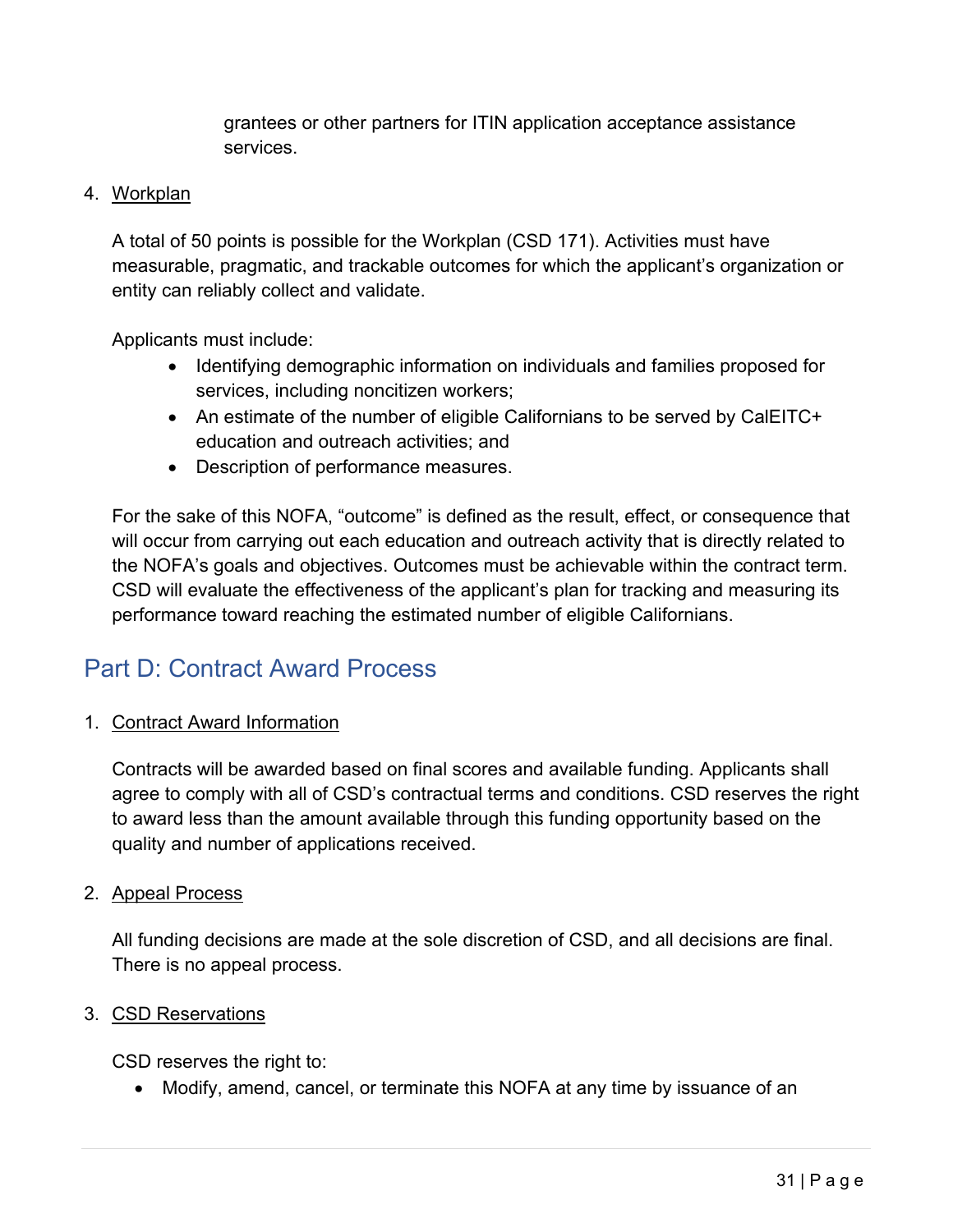grantees or other partners for ITIN application acceptance assistance services.

4. Workplan

   A total of 50 points is possible for the Workplan (CSD 171). Activities must have measurable, pragmatic, and trackable outcomes for which the applicant's organization or entity can reliably collect and validate.

   Applicants must include:
   - Identifying demographic information on individuals and families proposed for services, including noncitizen workers;
   - An estimate of the number of eligible Californians to be served by CalEITC+ education and outreach activities; and
   - Description of performance measures.

   For the sake of this NOFA, "outcome" is defined as the result, effect, or consequence that will occur from carrying out each education and outreach activity that is directly related to the NOFA's goals and objectives. Outcomes must be achievable within the contract term. CSD will evaluate the effectiveness of the applicant's plan for tracking and measuring its performance toward reaching the estimated number of eligible Californians.

## Part D: Contract Award Process

1. Contract Award Information

   Contracts will be awarded based on final scores and available funding. Applicants shall agree to comply with all of CSD's contractual terms and conditions. CSD reserves the right to award less than the amount available through this funding opportunity based on the quality and number of applications received.

2. Appeal Process

   All funding decisions are made at the sole discretion of CSD, and all decisions are final. There is no appeal process.

3. CSD Reservations

   CSD reserves the right to:
   - Modify, amend, cancel, or terminate this NOFA at any time by issuance of an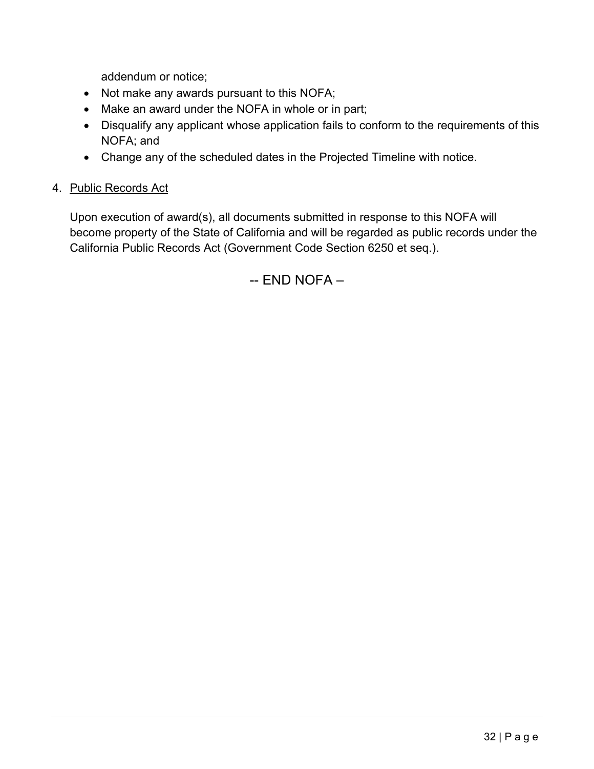addendum or notice;

- Not make any awards pursuant to this NOFA;
- Make an award under the NOFA in whole or in part;
- Disqualify any applicant whose application fails to conform to the requirements of this NOFA; and
- Change any of the scheduled dates in the Projected Timeline with notice.

4. Public Records Act

Upon execution of award(s), all documents submitted in response to this NOFA will become property of the State of California and will be regarded as public records under the California Public Records Act (Government Code Section 6250 et seq.).

-- END NOFA –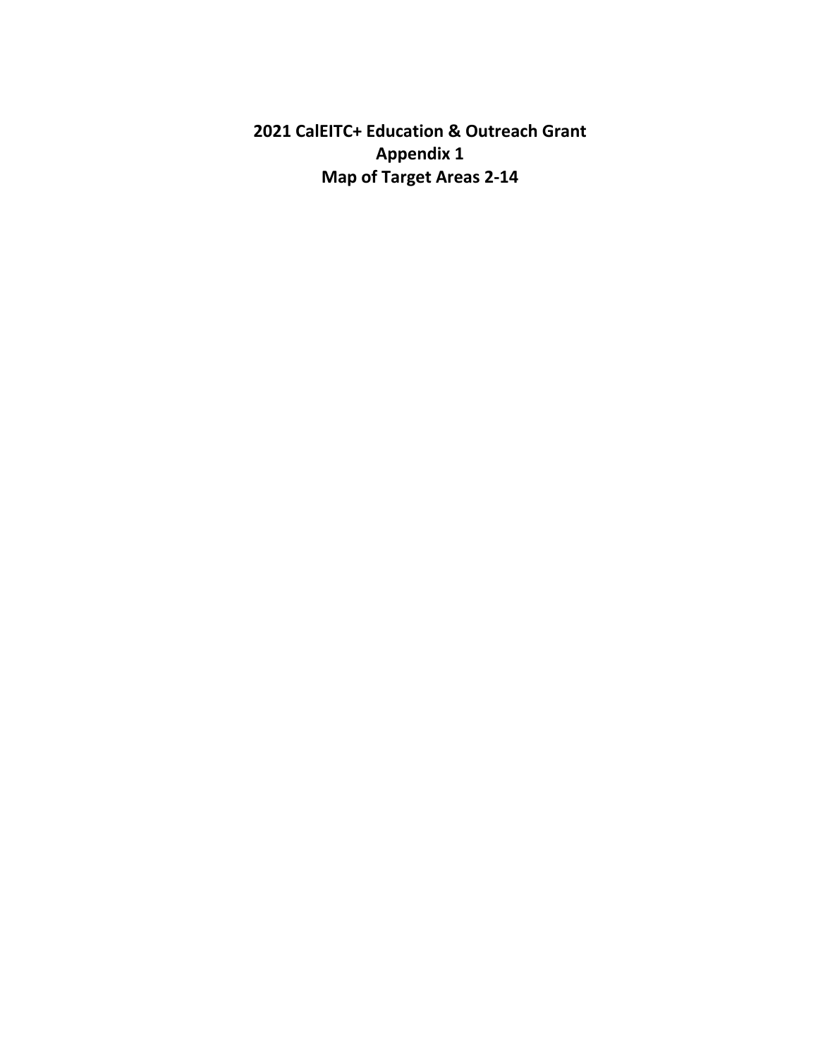# 2021 CalEITC+ Education & Outreach Grant

## Appendix 1

## Map of Target Areas 2-14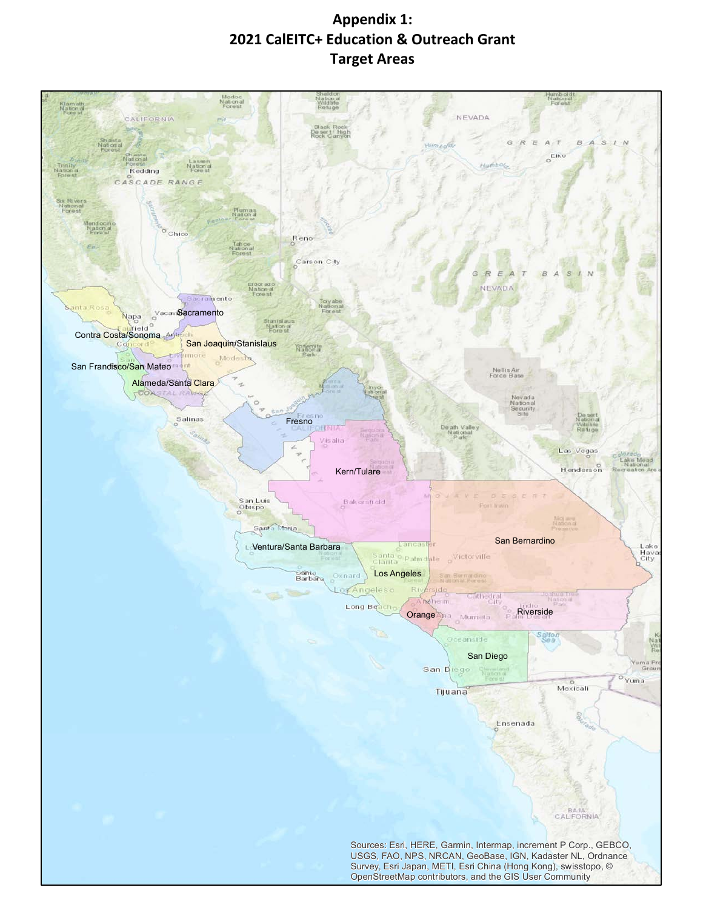# Appendix 1:
# 2021 CalEITC+ Education & Outreach Grant
# Target Areas

Sacramento

Contra Costa/Sonoma

San Joaquin/Stanislaus

San Frandisco/San Mateo

Alameda/Santa Clara

Fresno

Kern/Tulare

San Bernardino

Ventura/Santa Barbara

Los Angeles

Orange

Riverside

San Diego

Sources: Esri, HERE, Garmin, Intermap, increment P Corp., GEBCO, USGS, FAO, NPS, NRCAN, GeoBase, IGN, Kadaster NL, Ordnance Survey, Esri Japan, METI, Esri China (Hong Kong), swisstopo, © OpenStreetMap contributors, and the GIS User Community